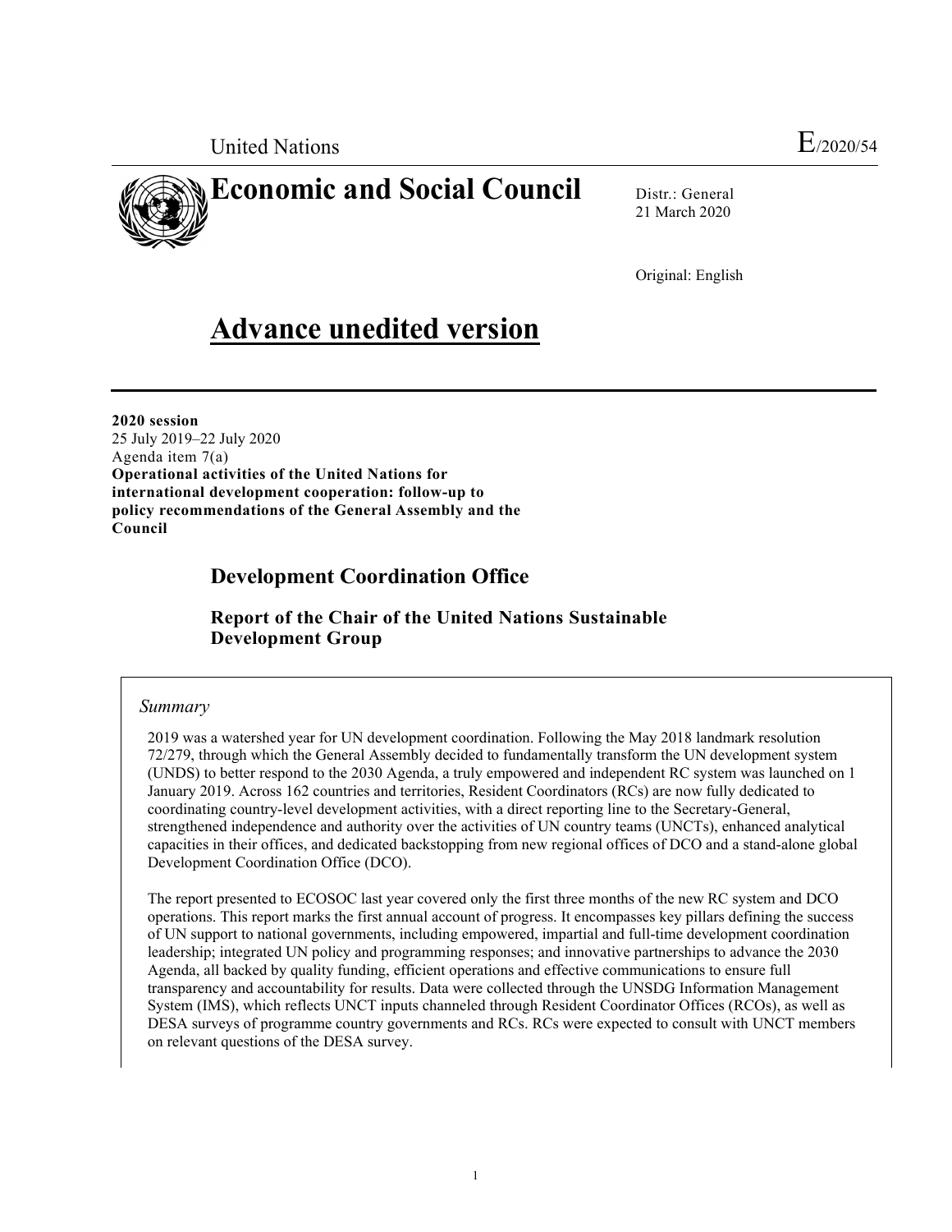United Nations E/2020/54

# Economic and Social Council

Distr.: General
21 March 2020

Original: English

# Advance unedited version

**2020 session**
25 July 2019–22 July 2020
Agenda item 7(a)
**Operational activities of the United Nations for international development cooperation: follow-up to policy recommendations of the General Assembly and the Council**

## Development Coordination Office

### Report of the Chair of the United Nations Sustainable Development Group

*Summary*

2019 was a watershed year for UN development coordination. Following the May 2018 landmark resolution 72/279, through which the General Assembly decided to fundamentally transform the UN development system (UNDS) to better respond to the 2030 Agenda, a truly empowered and independent RC system was launched on 1 January 2019. Across 162 countries and territories, Resident Coordinators (RCs) are now fully dedicated to coordinating country-level development activities, with a direct reporting line to the Secretary-General, strengthened independence and authority over the activities of UN country teams (UNCTs), enhanced analytical capacities in their offices, and dedicated backstopping from new regional offices of DCO and a stand-alone global Development Coordination Office (DCO).

The report presented to ECOSOC last year covered only the first three months of the new RC system and DCO operations. This report marks the first annual account of progress. It encompasses key pillars defining the success of UN support to national governments, including empowered, impartial and full-time development coordination leadership; integrated UN policy and programming responses; and innovative partnerships to advance the 2030 Agenda, all backed by quality funding, efficient operations and effective communications to ensure full transparency and accountability for results. Data were collected through the UNSDG Information Management System (IMS), which reflects UNCT inputs channeled through Resident Coordinator Offices (RCOs), as well as DESA surveys of programme country governments and RCs. RCs were expected to consult with UNCT members on relevant questions of the DESA survey.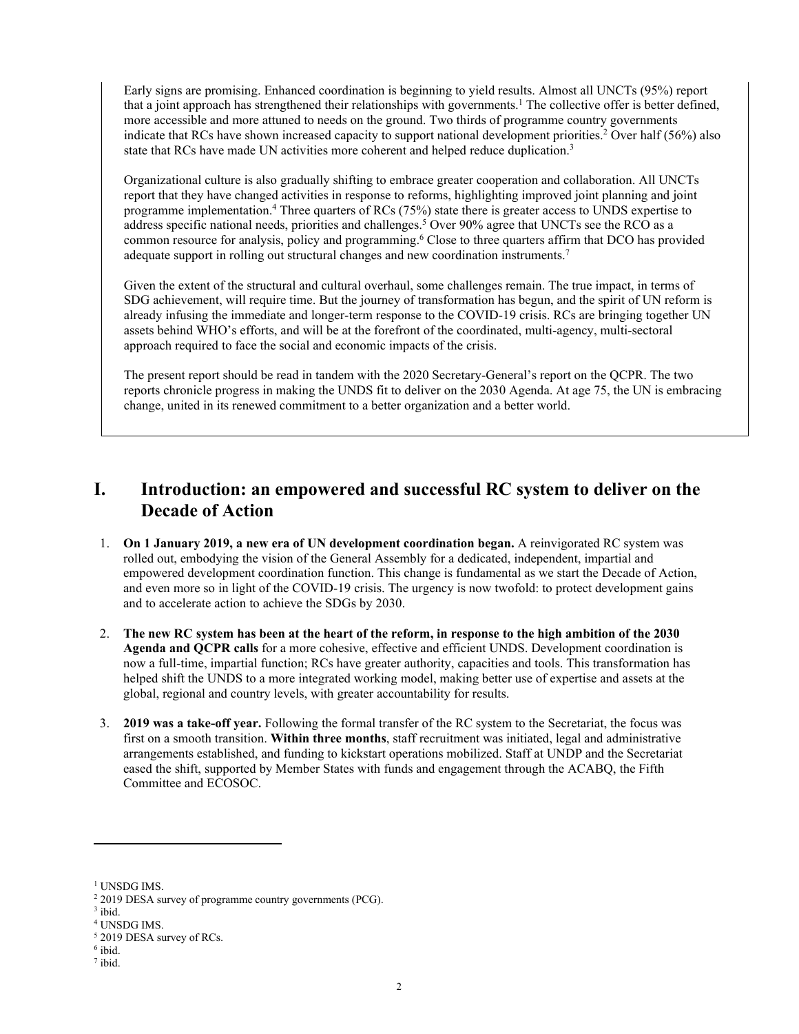Early signs are promising. Enhanced coordination is beginning to yield results. Almost all UNCTs (95%) report that a joint approach has strengthened their relationships with governments.[1] The collective offer is better defined, more accessible and more attuned to needs on the ground. Two thirds of programme country governments indicate that RCs have shown increased capacity to support national development priorities.[2] Over half (56%) also state that RCs have made UN activities more coherent and helped reduce duplication.[3]

Organizational culture is also gradually shifting to embrace greater cooperation and collaboration. All UNCTs report that they have changed activities in response to reforms, highlighting improved joint planning and joint programme implementation.[4] Three quarters of RCs (75%) state there is greater access to UNDS expertise to address specific national needs, priorities and challenges.[5] Over 90% agree that UNCTs see the RCO as a common resource for analysis, policy and programming.[6] Close to three quarters affirm that DCO has provided adequate support in rolling out structural changes and new coordination instruments.[7]

Given the extent of the structural and cultural overhaul, some challenges remain. The true impact, in terms of SDG achievement, will require time. But the journey of transformation has begun, and the spirit of UN reform is already infusing the immediate and longer-term response to the COVID-19 crisis. RCs are bringing together UN assets behind WHO's efforts, and will be at the forefront of the coordinated, multi-agency, multi-sectoral approach required to face the social and economic impacts of the crisis.

The present report should be read in tandem with the 2020 Secretary-General's report on the QCPR. The two reports chronicle progress in making the UNDS fit to deliver on the 2030 Agenda. At age 75, the UN is embracing change, united in its renewed commitment to a better organization and a better world.

# I. Introduction: an empowered and successful RC system to deliver on the Decade of Action

1. **On 1 January 2019, a new era of UN development coordination began.** A reinvigorated RC system was rolled out, embodying the vision of the General Assembly for a dedicated, independent, impartial and empowered development coordination function. This change is fundamental as we start the Decade of Action, and even more so in light of the COVID-19 crisis. The urgency is now twofold: to protect development gains and to accelerate action to achieve the SDGs by 2030.

2. **The new RC system has been at the heart of the reform, in response to the high ambition of the 2030 Agenda and QCPR calls** for a more cohesive, effective and efficient UNDS. Development coordination is now a full-time, impartial function; RCs have greater authority, capacities and tools. This transformation has helped shift the UNDS to a more integrated working model, making better use of expertise and assets at the global, regional and country levels, with greater accountability for results.

3. **2019 was a take-off year.** Following the formal transfer of the RC system to the Secretariat, the focus was first on a smooth transition. **Within three months**, staff recruitment was initiated, legal and administrative arrangements established, and funding to kickstart operations mobilized. Staff at UNDP and the Secretariat eased the shift, supported by Member States with funds and engagement through the ACABQ, the Fifth Committee and ECOSOC.

---

[1] UNSDG IMS.
[2] 2019 DESA survey of programme country governments (PCG).
[3] ibid.
[4] UNSDG IMS.
[5] 2019 DESA survey of RCs.
[6] ibid.
[7] ibid.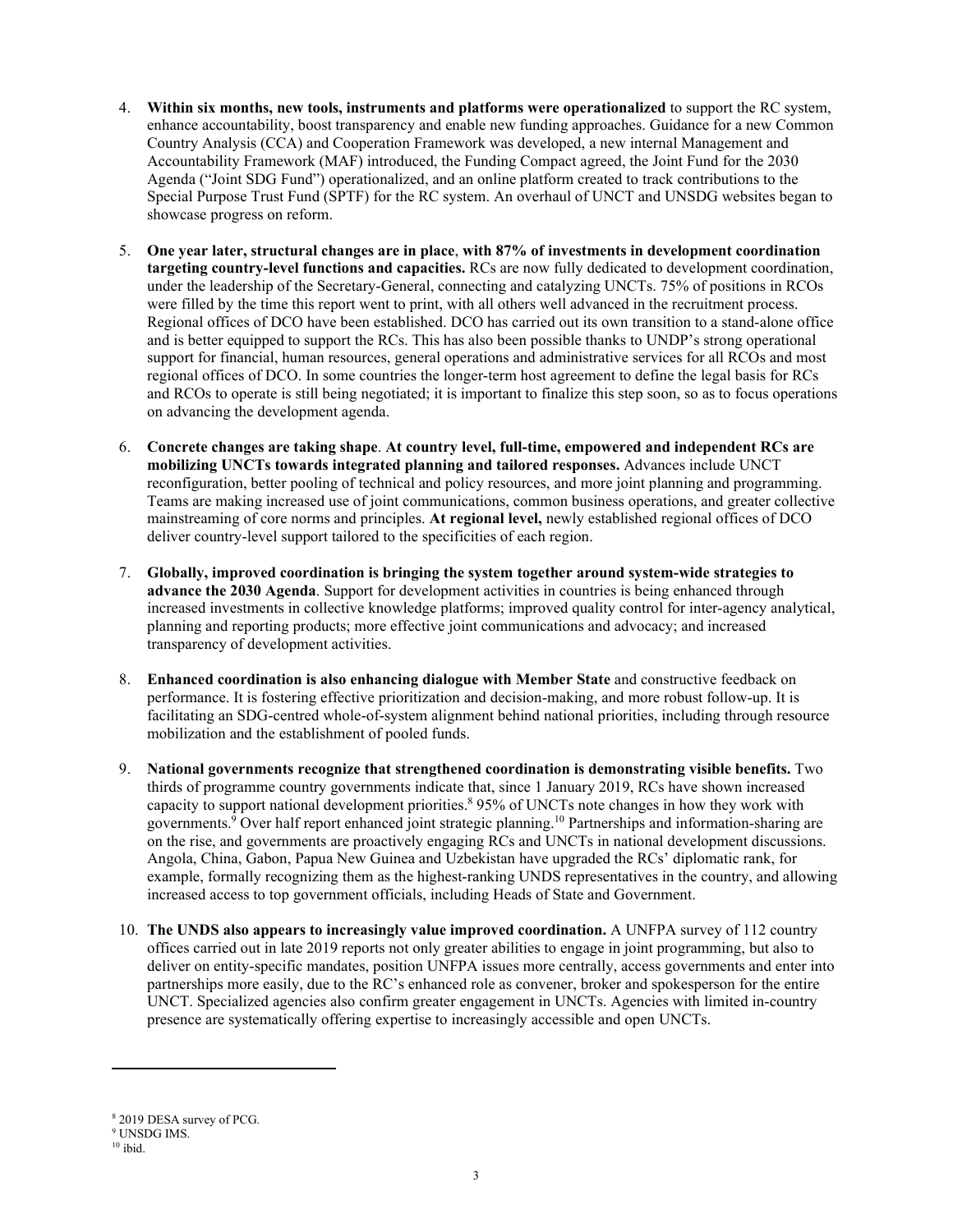4. **Within six months, new tools, instruments and platforms were operationalized** to support the RC system, enhance accountability, boost transparency and enable new funding approaches. Guidance for a new Common Country Analysis (CCA) and Cooperation Framework was developed, a new internal Management and Accountability Framework (MAF) introduced, the Funding Compact agreed, the Joint Fund for the 2030 Agenda ("Joint SDG Fund") operationalized, and an online platform created to track contributions to the Special Purpose Trust Fund (SPTF) for the RC system. An overhaul of UNCT and UNSDG websites began to showcase progress on reform.

5. **One year later, structural changes are in place**, **with 87% of investments in development coordination targeting country-level functions and capacities.** RCs are now fully dedicated to development coordination, under the leadership of the Secretary-General, connecting and catalyzing UNCTs. 75% of positions in RCOs were filled by the time this report went to print, with all others well advanced in the recruitment process. Regional offices of DCO have been established. DCO has carried out its own transition to a stand-alone office and is better equipped to support the RCs. This has also been possible thanks to UNDP's strong operational support for financial, human resources, general operations and administrative services for all RCOs and most regional offices of DCO. In some countries the longer-term host agreement to define the legal basis for RCs and RCOs to operate is still being negotiated; it is important to finalize this step soon, so as to focus operations on advancing the development agenda.

6. **Concrete changes are taking shape**. **At country level, full-time, empowered and independent RCs are mobilizing UNCTs towards integrated planning and tailored responses.** Advances include UNCT reconfiguration, better pooling of technical and policy resources, and more joint planning and programming. Teams are making increased use of joint communications, common business operations, and greater collective mainstreaming of core norms and principles. **At regional level,** newly established regional offices of DCO deliver country-level support tailored to the specificities of each region.

7. **Globally, improved coordination is bringing the system together around system-wide strategies to advance the 2030 Agenda**. Support for development activities in countries is being enhanced through increased investments in collective knowledge platforms; improved quality control for inter-agency analytical, planning and reporting products; more effective joint communications and advocacy; and increased transparency of development activities.

8. **Enhanced coordination is also enhancing dialogue with Member State** and constructive feedback on performance. It is fostering effective prioritization and decision-making, and more robust follow-up. It is facilitating an SDG-centred whole-of-system alignment behind national priorities, including through resource mobilization and the establishment of pooled funds.

9. **National governments recognize that strengthened coordination is demonstrating visible benefits.** Two thirds of programme country governments indicate that, since 1 January 2019, RCs have shown increased capacity to support national development priorities.[8] 95% of UNCTs note changes in how they work with governments.[9] Over half report enhanced joint strategic planning.[10] Partnerships and information-sharing are on the rise, and governments are proactively engaging RCs and UNCTs in national development discussions. Angola, China, Gabon, Papua New Guinea and Uzbekistan have upgraded the RCs' diplomatic rank, for example, formally recognizing them as the highest-ranking UNDS representatives in the country, and allowing increased access to top government officials, including Heads of State and Government.

10. **The UNDS also appears to increasingly value improved coordination.** A UNFPA survey of 112 country offices carried out in late 2019 reports not only greater abilities to engage in joint programming, but also to deliver on entity-specific mandates, position UNFPA issues more centrally, access governments and enter into partnerships more easily, due to the RC's enhanced role as convener, broker and spokesperson for the entire UNCT. Specialized agencies also confirm greater engagement in UNCTs. Agencies with limited in-country presence are systematically offering expertise to increasingly accessible and open UNCTs.

---

[8] 2019 DESA survey of PCG.

[9] UNSDG IMS.

[10] ibid.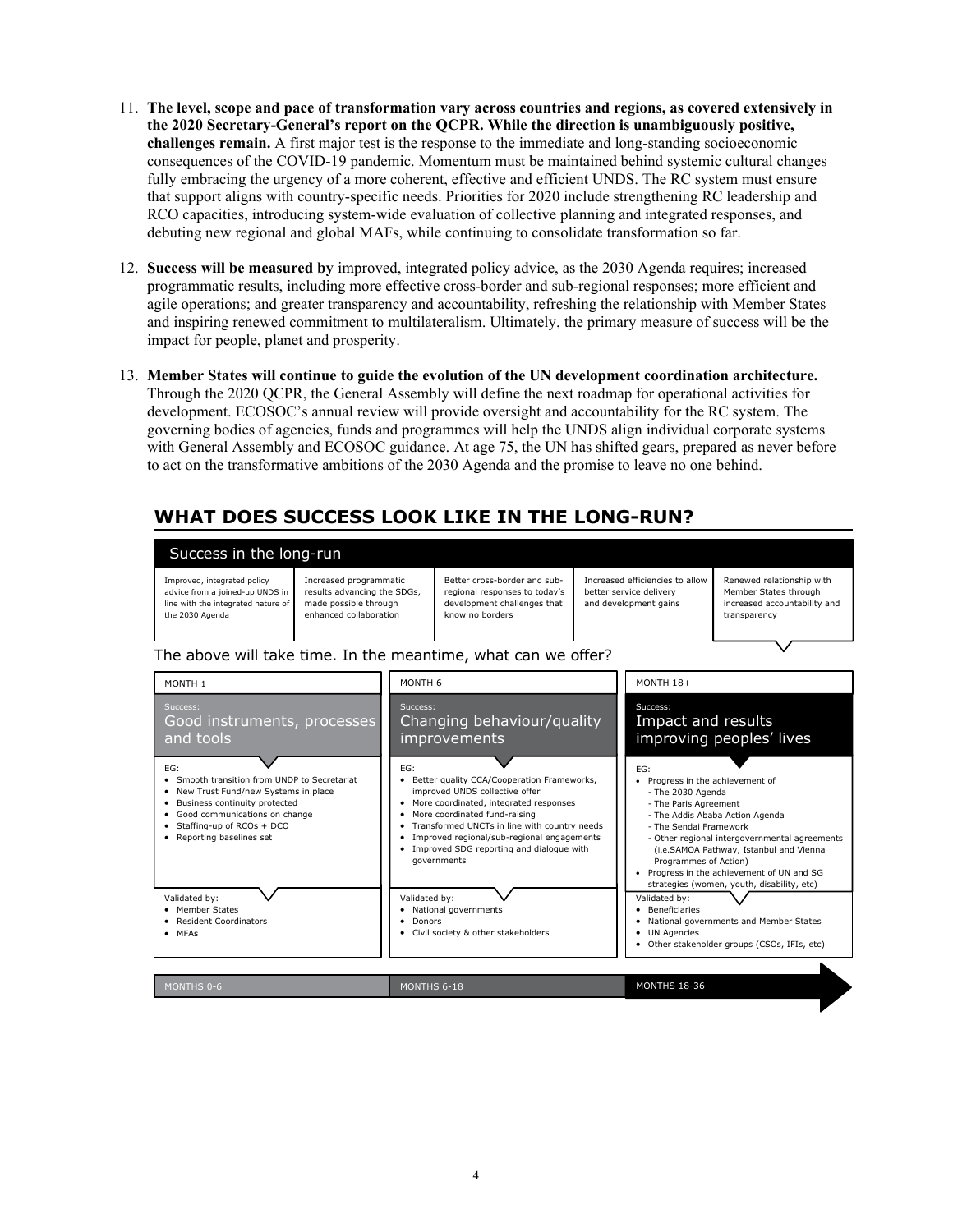11. **The level, scope and pace of transformation vary across countries and regions, as covered extensively in the 2020 Secretary-General's report on the QCPR. While the direction is unambiguously positive, challenges remain.** A first major test is the response to the immediate and long-standing socioeconomic consequences of the COVID-19 pandemic. Momentum must be maintained behind systemic cultural changes fully embracing the urgency of a more coherent, effective and efficient UNDS. The RC system must ensure that support aligns with country-specific needs. Priorities for 2020 include strengthening RC leadership and RCO capacities, introducing system-wide evaluation of collective planning and integrated responses, and debuting new regional and global MAFs, while continuing to consolidate transformation so far.

12. **Success will be measured by** improved, integrated policy advice, as the 2030 Agenda requires; increased programmatic results, including more effective cross-border and sub-regional responses; more efficient and agile operations; and greater transparency and accountability, refreshing the relationship with Member States and inspiring renewed commitment to multilateralism. Ultimately, the primary measure of success will be the impact for people, planet and prosperity.

13. **Member States will continue to guide the evolution of the UN development coordination architecture.** Through the 2020 QCPR, the General Assembly will define the next roadmap for operational activities for development. ECOSOC's annual review will provide oversight and accountability for the RC system. The governing bodies of agencies, funds and programmes will help the UNDS align individual corporate systems with General Assembly and ECOSOC guidance. At age 75, the UN has shifted gears, prepared as never before to act on the transformative ambitions of the 2030 Agenda and the promise to leave no one behind.

## WHAT DOES SUCCESS LOOK LIKE IN THE LONG-RUN?

**Success in the long-run**

| Improved, integrated policy advice from a joined-up UNDS in line with the integrated nature of the 2030 Agenda | Increased programmatic results advancing the SDGs, made possible through enhanced collaboration | Better cross-border and sub-regional responses to today's development challenges that know no borders | Increased efficiencies to allow better service delivery and development gains | Renewed relationship with Member States through increased accountability and transparency |
|---|---|---|---|---|

The above will take time. In the meantime, what can we offer?

| MONTH 1 | MONTH 6 | MONTH 18+ |
|---|---|---|
| Success: Good instruments, processes and tools | Success: Changing behaviour/quality improvements | Success: Impact and results improving peoples' lives |
| EG:<br>• Smooth transition from UNDP to Secretariat<br>• New Trust Fund/new Systems in place<br>• Business continuity protected<br>• Good communications on change<br>• Staffing-up of RCOs + DCO<br>• Reporting baselines set | EG:<br>• Better quality CCA/Cooperation Frameworks, improved UNDS collective offer<br>• More coordinated, integrated responses<br>• More coordinated fund-raising<br>• Transformed UNCTs in line with country needs<br>• Improved regional/sub-regional engagements<br>• Improved SDG reporting and dialogue with governments | EG:<br>• Progress in the achievement of<br>- The 2030 Agenda<br>- The Paris Agreement<br>- The Addis Ababa Action Agenda<br>- The Sendai Framework<br>- Other regional intergovernmental agreements (i.e.SAMOA Pathway, Istanbul and Vienna Programmes of Action)<br>• Progress in the achievement of UN and SG strategies (women, youth, disability, etc) |
| Validated by:<br>• Member States<br>• Resident Coordinators<br>• MFAs | Validated by:<br>• National governments<br>• Donors<br>• Civil society & other stakeholders | Validated by:<br>• Beneficiaries<br>• National governments and Member States<br>• UN Agencies<br>• Other stakeholder groups (CSOs, IFIs, etc) |
| MONTHS 0-6 | MONTHS 6-18 | MONTHS 18-36 |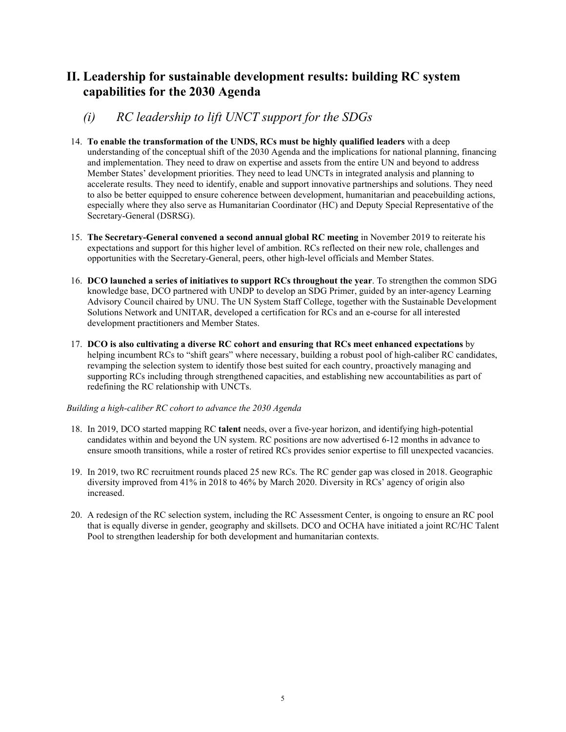## II. Leadership for sustainable development results: building RC system capabilities for the 2030 Agenda

### *(i) RC leadership to lift UNCT support for the SDGs*

14. **To enable the transformation of the UNDS, RCs must be highly qualified leaders** with a deep understanding of the conceptual shift of the 2030 Agenda and the implications for national planning, financing and implementation. They need to draw on expertise and assets from the entire UN and beyond to address Member States' development priorities. They need to lead UNCTs in integrated analysis and planning to accelerate results. They need to identify, enable and support innovative partnerships and solutions. They need to also be better equipped to ensure coherence between development, humanitarian and peacebuilding actions, especially where they also serve as Humanitarian Coordinator (HC) and Deputy Special Representative of the Secretary-General (DSRSG).

15. **The Secretary-General convened a second annual global RC meeting** in November 2019 to reiterate his expectations and support for this higher level of ambition. RCs reflected on their new role, challenges and opportunities with the Secretary-General, peers, other high-level officials and Member States.

16. **DCO launched a series of initiatives to support RCs throughout the year**. To strengthen the common SDG knowledge base, DCO partnered with UNDP to develop an SDG Primer, guided by an inter-agency Learning Advisory Council chaired by UNU. The UN System Staff College, together with the Sustainable Development Solutions Network and UNITAR, developed a certification for RCs and an e-course for all interested development practitioners and Member States.

17. **DCO is also cultivating a diverse RC cohort and ensuring that RCs meet enhanced expectations** by helping incumbent RCs to "shift gears" where necessary, building a robust pool of high-caliber RC candidates, revamping the selection system to identify those best suited for each country, proactively managing and supporting RCs including through strengthened capacities, and establishing new accountabilities as part of redefining the RC relationship with UNCTs.

*Building a high-caliber RC cohort to advance the 2030 Agenda*

18. In 2019, DCO started mapping RC **talent** needs, over a five-year horizon, and identifying high-potential candidates within and beyond the UN system. RC positions are now advertised 6-12 months in advance to ensure smooth transitions, while a roster of retired RCs provides senior expertise to fill unexpected vacancies.

19. In 2019, two RC recruitment rounds placed 25 new RCs. The RC gender gap was closed in 2018. Geographic diversity improved from 41% in 2018 to 46% by March 2020. Diversity in RCs' agency of origin also increased.

20. A redesign of the RC selection system, including the RC Assessment Center, is ongoing to ensure an RC pool that is equally diverse in gender, geography and skillsets. DCO and OCHA have initiated a joint RC/HC Talent Pool to strengthen leadership for both development and humanitarian contexts.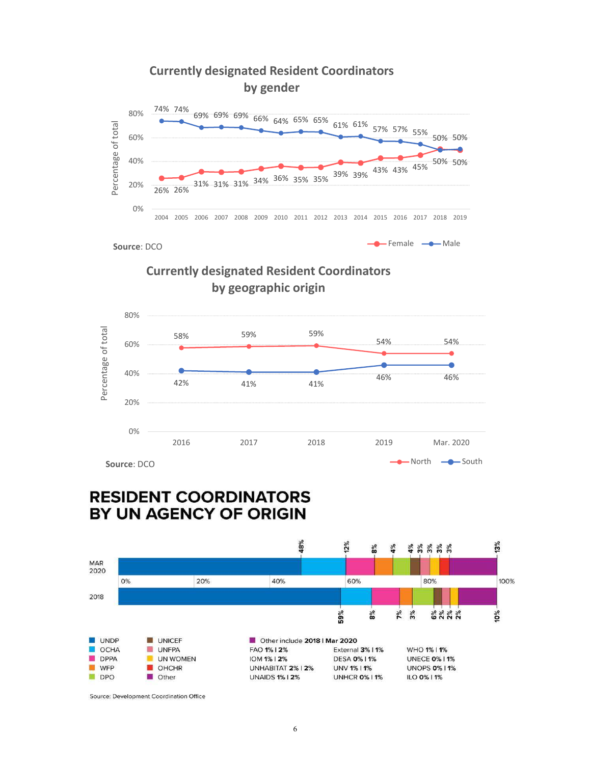## Currently designated Resident Coordinators by gender

| Year | Male | Female |
|---|---|---|
| 2004 | 74% | 26% |
| 2005 | 74% | 26% |
| 2006 | 69% | 31% |
| 2007 | 69% | 31% |
| 2008 | 69% | 31% |
| 2009 | 66% | 34% |
| 2010 | 64% | 36% |
| 2011 | 65% | 35% |
| 2012 | 65% | 35% |
| 2013 | 61% | 39% |
| 2014 | 61% | 39% |
| 2015 | 57% | 43% |
| 2016 | 57% | 43% |
| 2017 | 55% | 45% |
| 2018 | 50% | 50% |
| 2019 | 50% | 50% |

**Source**: DCO

## Currently designated Resident Coordinators by geographic origin

| Year | North | South |
|---|---|---|
| 2016 | 58% | 42% |
| 2017 | 59% | 41% |
| 2018 | 59% | 41% |
| 2019 | 54% | 46% |
| Mar. 2020 | 54% | 46% |

**Source**: DCO

## RESIDENT COORDINATORS BY UN AGENCY OF ORIGIN

| Agency | 2018 | MAR 2020 |
|---|---|---|
| UNDP | 59% | 48% |
| OCHA | 8% | 12% |
| DPPA | 7% | 8% |
| WFP | 3% | 4% |
| DPO | 6% | 4% |
| UNICEF | 2% | 3% |
| UNFPA | 2% | 3% |
| UN WOMEN | 2% | 3% |
| OHCHR | | 3% |
| Other | 10% | 13% |

Other include 2018 | Mar 2020

| | | |
|---|---|---|
| FAO 1% \| 2% | External 3% \| 1% | WHO 1% \| 1% |
| IOM 1% \| 2% | DESA 0% \| 1% | UNECE 0% \| 1% |
| UNHABITAT 2% \| 2% | UNV 1% \| 1% | UNOPS 0% \| 1% |
| UNAIDS 1% \| 2% | UNHCR 0% \| 1% | ILO 0% \| 1% |

Source: Development Coordination Office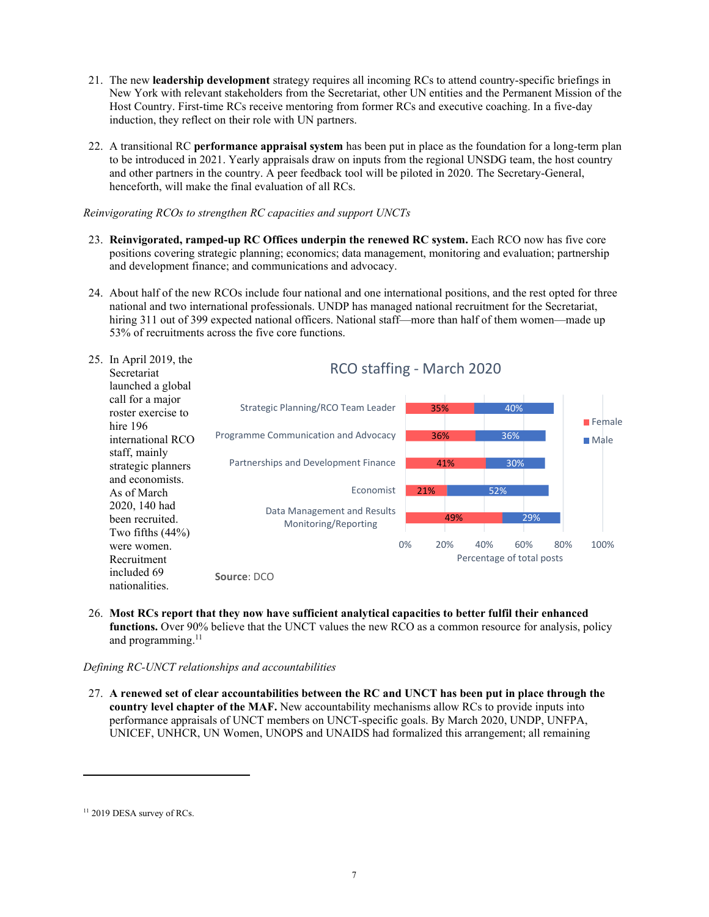21. The new **leadership development** strategy requires all incoming RCs to attend country-specific briefings in New York with relevant stakeholders from the Secretariat, other UN entities and the Permanent Mission of the Host Country. First-time RCs receive mentoring from former RCs and executive coaching. In a five-day induction, they reflect on their role with UN partners.

22. A transitional RC **performance appraisal system** has been put in place as the foundation for a long-term plan to be introduced in 2021. Yearly appraisals draw on inputs from the regional UNSDG team, the host country and other partners in the country. A peer feedback tool will be piloted in 2020. The Secretary-General, henceforth, will make the final evaluation of all RCs.

*Reinvigorating RCOs to strengthen RC capacities and support UNCTs*

23. **Reinvigorated, ramped-up RC Offices underpin the renewed RC system.** Each RCO now has five core positions covering strategic planning; economics; data management, monitoring and evaluation; partnership and development finance; and communications and advocacy.

24. About half of the new RCOs include four national and one international positions, and the rest opted for three national and two international professionals. UNDP has managed national recruitment for the Secretariat, hiring 311 out of 399 expected national officers. National staff—more than half of them women—made up 53% of recruitments across the five core functions.

25. In April 2019, the Secretariat launched a global call for a major roster exercise to hire 196 international RCO staff, mainly strategic planners and economists. As of March 2020, 140 had been recruited. Two fifths (44%) were women. Recruitment included 69 nationalities.

**RCO staffing - March 2020**

| Position | Female | Male |
| --- | --- | --- |
| Strategic Planning/RCO Team Leader | 35% | 40% |
| Programme Communication and Advocacy | 36% | 36% |
| Partnerships and Development Finance | 41% | 30% |
| Economist | 21% | 52% |
| Data Management and Results Monitoring/Reporting | 49% | 29% |

Percentage of total posts

**Source**: DCO

26. **Most RCs report that they now have sufficient analytical capacities to better fulfil their enhanced functions.** Over 90% believe that the UNCT values the new RCO as a common resource for analysis, policy and programming.[11]

*Defining RC-UNCT relationships and accountabilities*

27. **A renewed set of clear accountabilities between the RC and UNCT has been put in place through the country level chapter of the MAF.** New accountability mechanisms allow RCs to provide inputs into performance appraisals of UNCT members on UNCT-specific goals. By March 2020, UNDP, UNFPA, UNICEF, UNHCR, UN Women, UNOPS and UNAIDS had formalized this arrangement; all remaining

[11] 2019 DESA survey of RCs.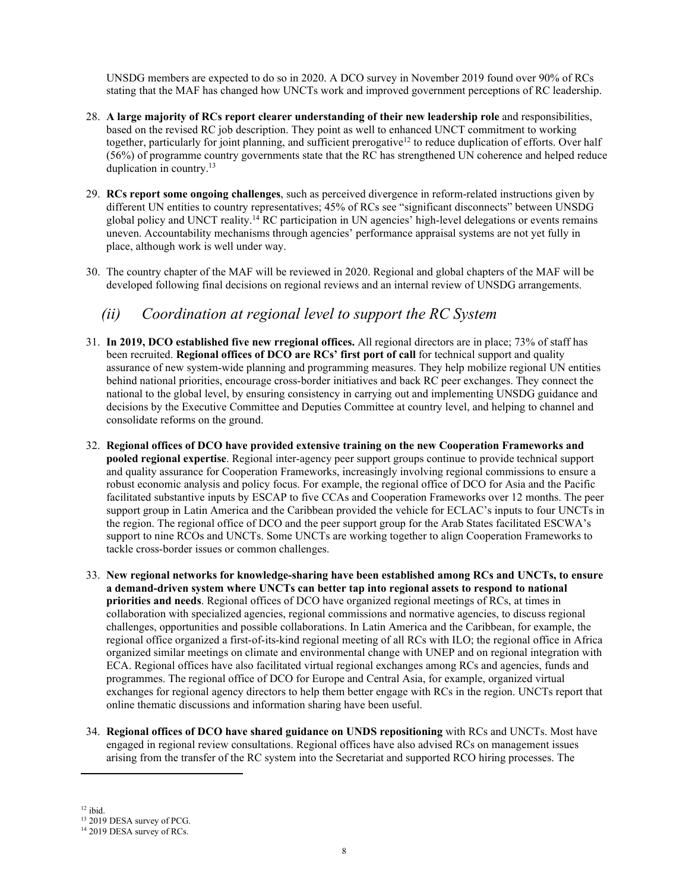UNSDG members are expected to do so in 2020. A DCO survey in November 2019 found over 90% of RCs stating that the MAF has changed how UNCTs work and improved government perceptions of RC leadership.

28. **A large majority of RCs report clearer understanding of their new leadership role** and responsibilities, based on the revised RC job description. They point as well to enhanced UNCT commitment to working together, particularly for joint planning, and sufficient prerogative[12] to reduce duplication of efforts. Over half (56%) of programme country governments state that the RC has strengthened UN coherence and helped reduce duplication in country.[13]

29. **RCs report some ongoing challenges**, such as perceived divergence in reform-related instructions given by different UN entities to country representatives; 45% of RCs see "significant disconnects" between UNSDG global policy and UNCT reality.[14] RC participation in UN agencies' high-level delegations or events remains uneven. Accountability mechanisms through agencies' performance appraisal systems are not yet fully in place, although work is well under way.

30. The country chapter of the MAF will be reviewed in 2020. Regional and global chapters of the MAF will be developed following final decisions on regional reviews and an internal review of UNSDG arrangements.

## *(ii) Coordination at regional level to support the RC System*

31. **In 2019, DCO established five new rregional offices.** All regional directors are in place; 73% of staff has been recruited. **Regional offices of DCO are RCs' first port of call** for technical support and quality assurance of new system-wide planning and programming measures. They help mobilize regional UN entities behind national priorities, encourage cross-border initiatives and back RC peer exchanges. They connect the national to the global level, by ensuring consistency in carrying out and implementing UNSDG guidance and decisions by the Executive Committee and Deputies Committee at country level, and helping to channel and consolidate reforms on the ground.

32. **Regional offices of DCO have provided extensive training on the new Cooperation Frameworks and pooled regional expertise**. Regional inter-agency peer support groups continue to provide technical support and quality assurance for Cooperation Frameworks, increasingly involving regional commissions to ensure a robust economic analysis and policy focus. For example, the regional office of DCO for Asia and the Pacific facilitated substantive inputs by ESCAP to five CCAs and Cooperation Frameworks over 12 months. The peer support group in Latin America and the Caribbean provided the vehicle for ECLAC's inputs to four UNCTs in the region. The regional office of DCO and the peer support group for the Arab States facilitated ESCWA's support to nine RCOs and UNCTs. Some UNCTs are working together to align Cooperation Frameworks to tackle cross-border issues or common challenges.

33. **New regional networks for knowledge-sharing have been established among RCs and UNCTs, to ensure a demand-driven system where UNCTs can better tap into regional assets to respond to national priorities and needs**. Regional offices of DCO have organized regional meetings of RCs, at times in collaboration with specialized agencies, regional commissions and normative agencies, to discuss regional challenges, opportunities and possible collaborations. In Latin America and the Caribbean, for example, the regional office organized a first-of-its-kind regional meeting of all RCs with ILO; the regional office in Africa organized similar meetings on climate and environmental change with UNEP and on regional integration with ECA. Regional offices have also facilitated virtual regional exchanges among RCs and agencies, funds and programmes. The regional office of DCO for Europe and Central Asia, for example, organized virtual exchanges for regional agency directors to help them better engage with RCs in the region. UNCTs report that online thematic discussions and information sharing have been useful.

34. **Regional offices of DCO have shared guidance on UNDS repositioning** with RCs and UNCTs. Most have engaged in regional review consultations. Regional offices have also advised RCs on management issues arising from the transfer of the RC system into the Secretariat and supported RCO hiring processes. The

[12] ibid.
[13] 2019 DESA survey of PCG.
[14] 2019 DESA survey of RCs.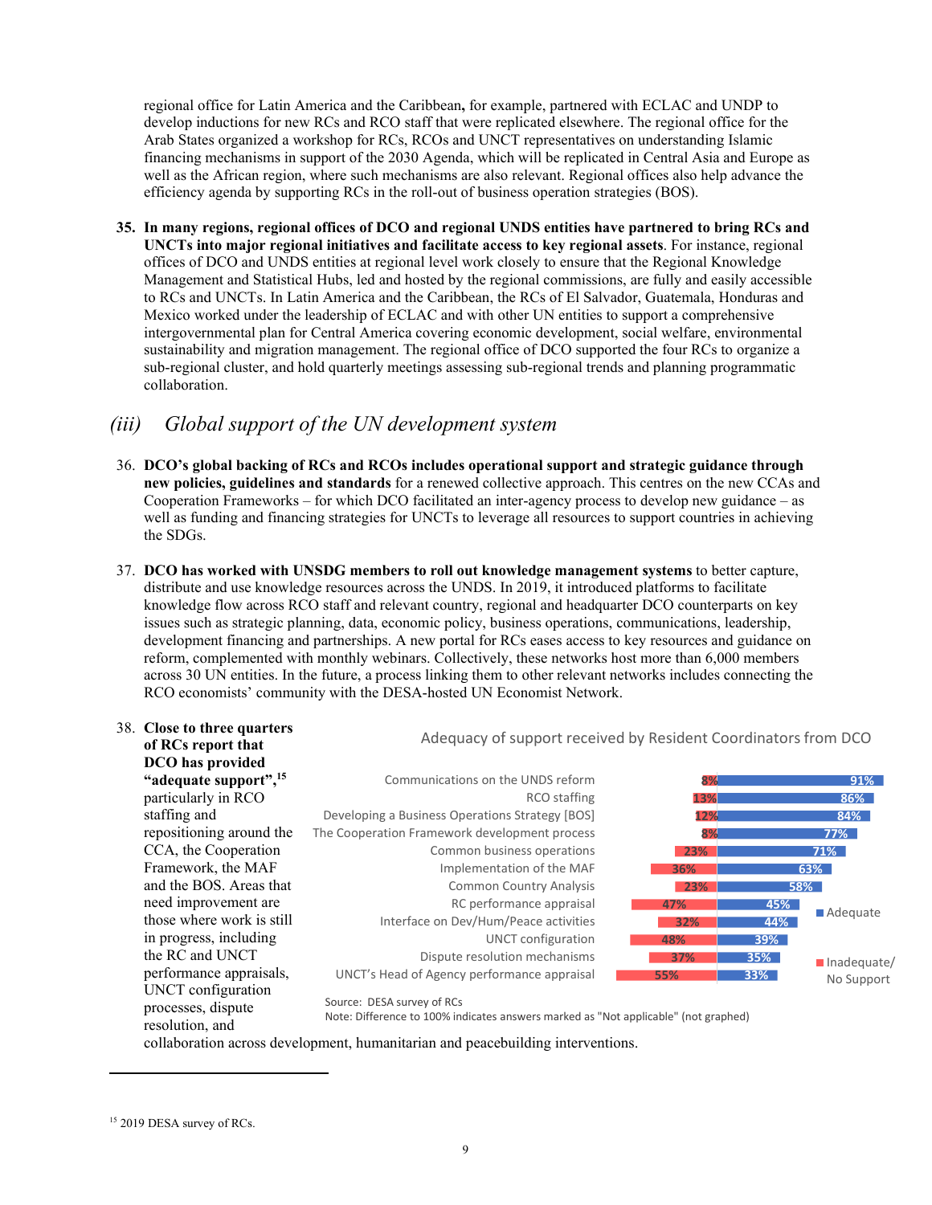regional office for Latin America and the Caribbean**,** for example, partnered with ECLAC and UNDP to develop inductions for new RCs and RCO staff that were replicated elsewhere. The regional office for the Arab States organized a workshop for RCs, RCOs and UNCT representatives on understanding Islamic financing mechanisms in support of the 2030 Agenda, which will be replicated in Central Asia and Europe as well as the African region, where such mechanisms are also relevant. Regional offices also help advance the efficiency agenda by supporting RCs in the roll-out of business operation strategies (BOS).

35. **In many regions, regional offices of DCO and regional UNDS entities have partnered to bring RCs and UNCTs into major regional initiatives and facilitate access to key regional assets**. For instance, regional offices of DCO and UNDS entities at regional level work closely to ensure that the Regional Knowledge Management and Statistical Hubs, led and hosted by the regional commissions, are fully and easily accessible to RCs and UNCTs. In Latin America and the Caribbean, the RCs of El Salvador, Guatemala, Honduras and Mexico worked under the leadership of ECLAC and with other UN entities to support a comprehensive intergovernmental plan for Central America covering economic development, social welfare, environmental sustainability and migration management. The regional office of DCO supported the four RCs to organize a sub-regional cluster, and hold quarterly meetings assessing sub-regional trends and planning programmatic collaboration.

## *(iii) Global support of the UN development system*

36. **DCO's global backing of RCs and RCOs includes operational support and strategic guidance through new policies, guidelines and standards** for a renewed collective approach. This centres on the new CCAs and Cooperation Frameworks – for which DCO facilitated an inter-agency process to develop new guidance – as well as funding and financing strategies for UNCTs to leverage all resources to support countries in achieving the SDGs.

37. **DCO has worked with UNSDG members to roll out knowledge management systems** to better capture, distribute and use knowledge resources across the UNDS. In 2019, it introduced platforms to facilitate knowledge flow across RCO staff and relevant country, regional and headquarter DCO counterparts on key issues such as strategic planning, data, economic policy, business operations, communications, leadership, development financing and partnerships. A new portal for RCs eases access to key resources and guidance on reform, complemented with monthly webinars. Collectively, these networks host more than 6,000 members across 30 UN entities. In the future, a process linking them to other relevant networks includes connecting the RCO economists' community with the DESA-hosted UN Economist Network.

38. **Close to three quarters of RCs report that DCO has provided "adequate support",**[15] particularly in RCO staffing and repositioning around the CCA, the Cooperation Framework, the MAF and the BOS. Areas that need improvement are those where work is still in progress, including the RC and UNCT performance appraisals, UNCT configuration processes, dispute resolution, and collaboration across development, humanitarian and peacebuilding interventions.

**Adequacy of support received by Resident Coordinators from DCO**

| Area | Inadequate/No Support | Adequate |
|---|---|---|
| Communications on the UNDS reform | 8% | 91% |
| RCO staffing | 13% | 86% |
| Developing a Business Operations Strategy [BOS] | 12% | 84% |
| The Cooperation Framework development process | 8% | 77% |
| Common business operations | 23% | 71% |
| Implementation of the MAF | 36% | 63% |
| Common Country Analysis | 23% | 58% |
| RC performance appraisal | 47% | 45% |
| Interface on Dev/Hum/Peace activities | 32% | 44% |
| UNCT configuration | 48% | 39% |
| Dispute resolution mechanisms | 37% | 35% |
| UNCT's Head of Agency performance appraisal | 55% | 33% |

Source: DESA survey of RCs
Note: Difference to 100% indicates answers marked as "Not applicable" (not graphed)

---

[15] 2019 DESA survey of RCs.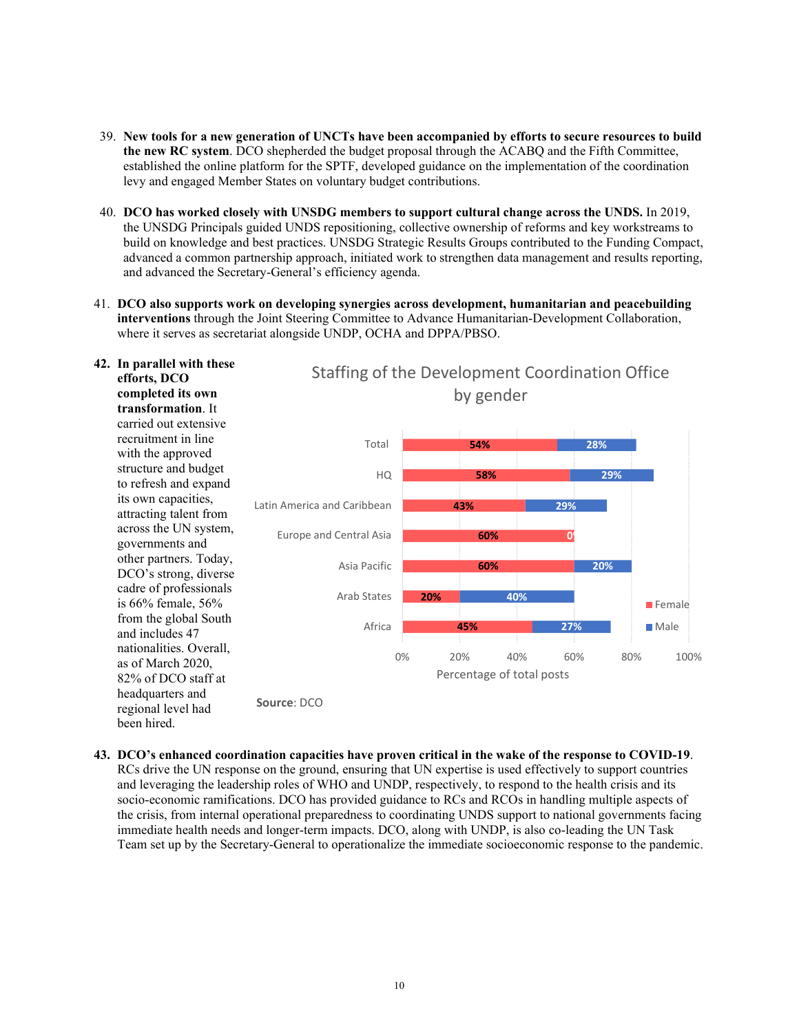39. **New tools for a new generation of UNCTs have been accompanied by efforts to secure resources to build the new RC system**. DCO shepherded the budget proposal through the ACABQ and the Fifth Committee, established the online platform for the SPTF, developed guidance on the implementation of the coordination levy and engaged Member States on voluntary budget contributions.

40. **DCO has worked closely with UNSDG members to support cultural change across the UNDS.** In 2019, the UNSDG Principals guided UNDS repositioning, collective ownership of reforms and key workstreams to build on knowledge and best practices. UNSDG Strategic Results Groups contributed to the Funding Compact, advanced a common partnership approach, initiated work to strengthen data management and results reporting, and advanced the Secretary-General's efficiency agenda.

41. **DCO also supports work on developing synergies across development, humanitarian and peacebuilding interventions** through the Joint Steering Committee to Advance Humanitarian-Development Collaboration, where it serves as secretariat alongside UNDP, OCHA and DPPA/PBSO.

42. **In parallel with these efforts, DCO completed its own transformation**. It carried out extensive recruitment in line with the approved structure and budget to refresh and expand its own capacities, attracting talent from across the UN system, governments and other partners. Today, DCO's strong, diverse cadre of professionals is 66% female, 56% from the global South and includes 47 nationalities. Overall, as of March 2020, 82% of DCO staff at headquarters and regional level had been hired.

**Staffing of the Development Coordination Office by gender**

| | Female | Male |
|---|---|---|
| Total | 54% | 28% |
| HQ | 58% | 29% |
| Latin America and Caribbean | 43% | 29% |
| Europe and Central Asia | 60% | 0% |
| Asia Pacific | 60% | 20% |
| Arab States | 20% | 40% |
| Africa | 45% | 27% |

Percentage of total posts

**Source**: DCO

43. **DCO's enhanced coordination capacities have proven critical in the wake of the response to COVID-19**. RCs drive the UN response on the ground, ensuring that UN expertise is used effectively to support countries and leveraging the leadership roles of WHO and UNDP, respectively, to respond to the health crisis and its socio-economic ramifications. DCO has provided guidance to RCs and RCOs in handling multiple aspects of the crisis, from internal operational preparedness to coordinating UNDS support to national governments facing immediate health needs and longer-term impacts. DCO, along with UNDP, is also co-leading the UN Task Team set up by the Secretary-General to operationalize the immediate socioeconomic response to the pandemic.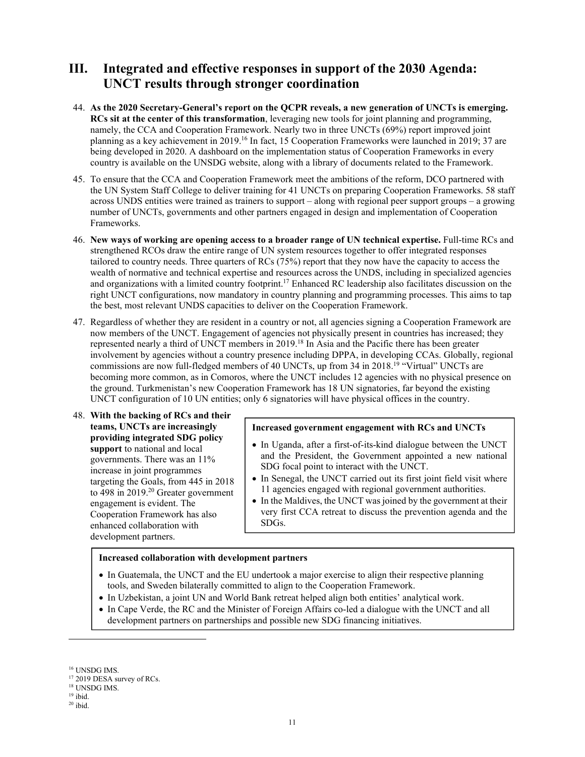# III. Integrated and effective responses in support of the 2030 Agenda: UNCT results through stronger coordination

44. **As the 2020 Secretary-General's report on the QCPR reveals, a new generation of UNCTs is emerging. RCs sit at the center of this transformation**, leveraging new tools for joint planning and programming, namely, the CCA and Cooperation Framework. Nearly two in three UNCTs (69%) report improved joint planning as a key achievement in 2019.[16] In fact, 15 Cooperation Frameworks were launched in 2019; 37 are being developed in 2020. A dashboard on the implementation status of Cooperation Frameworks in every country is available on the UNSDG website, along with a library of documents related to the Framework.

45. To ensure that the CCA and Cooperation Framework meet the ambitions of the reform, DCO partnered with the UN System Staff College to deliver training for 41 UNCTs on preparing Cooperation Frameworks. 58 staff across UNDS entities were trained as trainers to support – along with regional peer support groups – a growing number of UNCTs, governments and other partners engaged in design and implementation of Cooperation Frameworks.

46. **New ways of working are opening access to a broader range of UN technical expertise.** Full-time RCs and strengthened RCOs draw the entire range of UN system resources together to offer integrated responses tailored to country needs. Three quarters of RCs (75%) report that they now have the capacity to access the wealth of normative and technical expertise and resources across the UNDS, including in specialized agencies and organizations with a limited country footprint.[17] Enhanced RC leadership also facilitates discussion on the right UNCT configurations, now mandatory in country planning and programming processes. This aims to tap the best, most relevant UNDS capacities to deliver on the Cooperation Framework.

47. Regardless of whether they are resident in a country or not, all agencies signing a Cooperation Framework are now members of the UNCT. Engagement of agencies not physically present in countries has increased; they represented nearly a third of UNCT members in 2019.[18] In Asia and the Pacific there has been greater involvement by agencies without a country presence including DPPA, in developing CCAs. Globally, regional commissions are now full-fledged members of 40 UNCTs, up from 34 in 2018.[19] "Virtual" UNCTs are becoming more common, as in Comoros, where the UNCT includes 12 agencies with no physical presence on the ground. Turkmenistan's new Cooperation Framework has 18 UN signatories, far beyond the existing UNCT configuration of 10 UN entities; only 6 signatories will have physical offices in the country.

48. **With the backing of RCs and their teams, UNCTs are increasingly providing integrated SDG policy support** to national and local governments. There was an 11% increase in joint programmes targeting the Goals, from 445 in 2018 to 498 in 2019.[20] Greater government engagement is evident. The Cooperation Framework has also enhanced collaboration with development partners.

> **Increased government engagement with RCs and UNCTs**
>
> - In Uganda, after a first-of-its-kind dialogue between the UNCT and the President, the Government appointed a new national SDG focal point to interact with the UNCT.
> - In Senegal, the UNCT carried out its first joint field visit where 11 agencies engaged with regional government authorities.
> - In the Maldives, the UNCT was joined by the government at their very first CCA retreat to discuss the prevention agenda and the SDGs.

> **Increased collaboration with development partners**
>
> - In Guatemala, the UNCT and the EU undertook a major exercise to align their respective planning tools, and Sweden bilaterally committed to align to the Cooperation Framework.
> - In Uzbekistan, a joint UN and World Bank retreat helped align both entities' analytical work.
> - In Cape Verde, the RC and the Minister of Foreign Affairs co-led a dialogue with the UNCT and all development partners on partnerships and possible new SDG financing initiatives.

---

[16] UNSDG IMS.
[17] 2019 DESA survey of RCs.
[18] UNSDG IMS.
[19] ibid.
[20] ibid.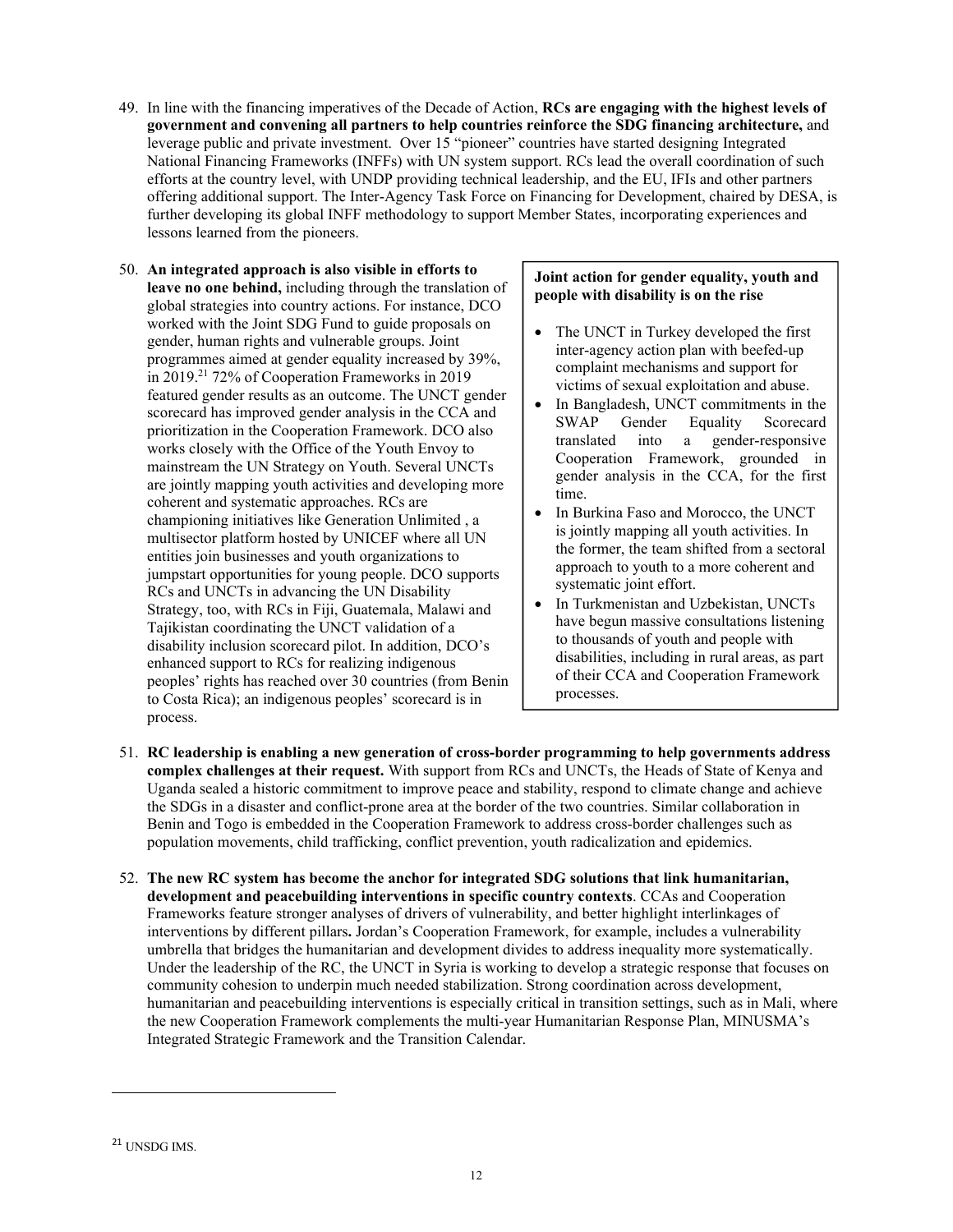49. In line with the financing imperatives of the Decade of Action, **RCs are engaging with the highest levels of government and convening all partners to help countries reinforce the SDG financing architecture,** and leverage public and private investment. Over 15 "pioneer" countries have started designing Integrated National Financing Frameworks (INFFs) with UN system support. RCs lead the overall coordination of such efforts at the country level, with UNDP providing technical leadership, and the EU, IFIs and other partners offering additional support. The Inter-Agency Task Force on Financing for Development, chaired by DESA, is further developing its global INFF methodology to support Member States, incorporating experiences and lessons learned from the pioneers.

50. **An integrated approach is also visible in efforts to leave no one behind,** including through the translation of global strategies into country actions. For instance, DCO worked with the Joint SDG Fund to guide proposals on gender, human rights and vulnerable groups. Joint programmes aimed at gender equality increased by 39%, in 2019.[21] 72% of Cooperation Frameworks in 2019 featured gender results as an outcome. The UNCT gender scorecard has improved gender analysis in the CCA and prioritization in the Cooperation Framework. DCO also works closely with the Office of the Youth Envoy to mainstream the UN Strategy on Youth. Several UNCTs are jointly mapping youth activities and developing more coherent and systematic approaches. RCs are championing initiatives like Generation Unlimited , a multisector platform hosted by UNICEF where all UN entities join businesses and youth organizations to jumpstart opportunities for young people. DCO supports RCs and UNCTs in advancing the UN Disability Strategy, too, with RCs in Fiji, Guatemala, Malawi and Tajikistan coordinating the UNCT validation of a disability inclusion scorecard pilot. In addition, DCO's enhanced support to RCs for realizing indigenous peoples' rights has reached over 30 countries (from Benin to Costa Rica); an indigenous peoples' scorecard is in process.

> **Joint action for gender equality, youth and people with disability is on the rise**
>
> - The UNCT in Turkey developed the first inter-agency action plan with beefed-up complaint mechanisms and support for victims of sexual exploitation and abuse.
> - In Bangladesh, UNCT commitments in the SWAP Gender Equality Scorecard translated into a gender-responsive Cooperation Framework, grounded in gender analysis in the CCA, for the first time.
> - In Burkina Faso and Morocco, the UNCT is jointly mapping all youth activities. In the former, the team shifted from a sectoral approach to youth to a more coherent and systematic joint effort.
> - In Turkmenistan and Uzbekistan, UNCTs have begun massive consultations listening to thousands of youth and people with disabilities, including in rural areas, as part of their CCA and Cooperation Framework processes.

51. **RC leadership is enabling a new generation of cross-border programming to help governments address complex challenges at their request.** With support from RCs and UNCTs, the Heads of State of Kenya and Uganda sealed a historic commitment to improve peace and stability, respond to climate change and achieve the SDGs in a disaster and conflict-prone area at the border of the two countries. Similar collaboration in Benin and Togo is embedded in the Cooperation Framework to address cross-border challenges such as population movements, child trafficking, conflict prevention, youth radicalization and epidemics.

52. **The new RC system has become the anchor for integrated SDG solutions that link humanitarian, development and peacebuilding interventions in specific country contexts**. CCAs and Cooperation Frameworks feature stronger analyses of drivers of vulnerability, and better highlight interlinkages of interventions by different pillars**.** Jordan's Cooperation Framework, for example, includes a vulnerability umbrella that bridges the humanitarian and development divides to address inequality more systematically. Under the leadership of the RC, the UNCT in Syria is working to develop a strategic response that focuses on community cohesion to underpin much needed stabilization. Strong coordination across development, humanitarian and peacebuilding interventions is especially critical in transition settings, such as in Mali, where the new Cooperation Framework complements the multi-year Humanitarian Response Plan, MINUSMA's Integrated Strategic Framework and the Transition Calendar.

---

[21] UNSDG IMS.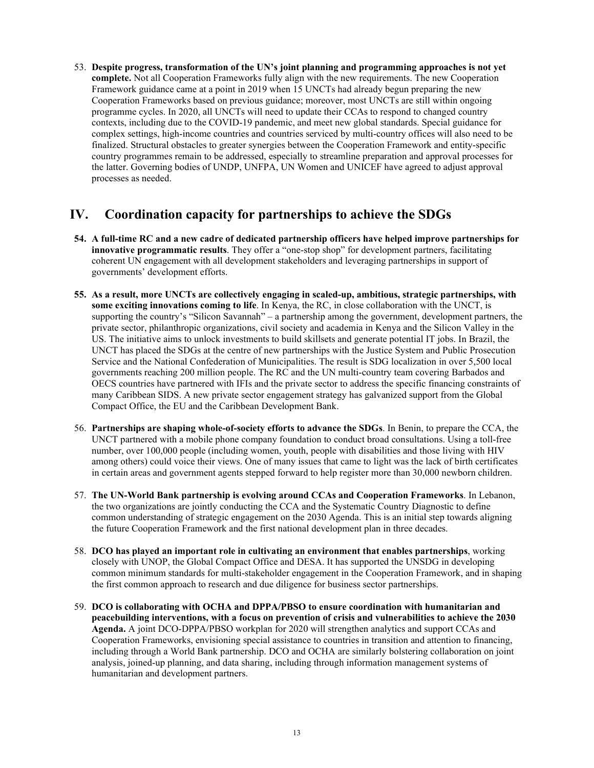53. **Despite progress, transformation of the UN's joint planning and programming approaches is not yet complete.** Not all Cooperation Frameworks fully align with the new requirements. The new Cooperation Framework guidance came at a point in 2019 when 15 UNCTs had already begun preparing the new Cooperation Frameworks based on previous guidance; moreover, most UNCTs are still within ongoing programme cycles. In 2020, all UNCTs will need to update their CCAs to respond to changed country contexts, including due to the COVID-19 pandemic, and meet new global standards. Special guidance for complex settings, high-income countries and countries serviced by multi-country offices will also need to be finalized. Structural obstacles to greater synergies between the Cooperation Framework and entity-specific country programmes remain to be addressed, especially to streamline preparation and approval processes for the latter. Governing bodies of UNDP, UNFPA, UN Women and UNICEF have agreed to adjust approval processes as needed.

# IV. Coordination capacity for partnerships to achieve the SDGs

54. **A full-time RC and a new cadre of dedicated partnership officers have helped improve partnerships for innovative programmatic results**. They offer a "one-stop shop" for development partners, facilitating coherent UN engagement with all development stakeholders and leveraging partnerships in support of governments' development efforts.

55. **As a result, more UNCTs are collectively engaging in scaled-up, ambitious, strategic partnerships, with some exciting innovations coming to life**. In Kenya, the RC, in close collaboration with the UNCT, is supporting the country's "Silicon Savannah" – a partnership among the government, development partners, the private sector, philanthropic organizations, civil society and academia in Kenya and the Silicon Valley in the US. The initiative aims to unlock investments to build skillsets and generate potential IT jobs. In Brazil, the UNCT has placed the SDGs at the centre of new partnerships with the Justice System and Public Prosecution Service and the National Confederation of Municipalities. The result is SDG localization in over 5,500 local governments reaching 200 million people. The RC and the UN multi-country team covering Barbados and OECS countries have partnered with IFIs and the private sector to address the specific financing constraints of many Caribbean SIDS. A new private sector engagement strategy has galvanized support from the Global Compact Office, the EU and the Caribbean Development Bank.

56. **Partnerships are shaping whole-of-society efforts to advance the SDGs**. In Benin, to prepare the CCA, the UNCT partnered with a mobile phone company foundation to conduct broad consultations. Using a toll-free number, over 100,000 people (including women, youth, people with disabilities and those living with HIV among others) could voice their views. One of many issues that came to light was the lack of birth certificates in certain areas and government agents stepped forward to help register more than 30,000 newborn children.

57. **The UN-World Bank partnership is evolving around CCAs and Cooperation Frameworks**. In Lebanon, the two organizations are jointly conducting the CCA and the Systematic Country Diagnostic to define common understanding of strategic engagement on the 2030 Agenda. This is an initial step towards aligning the future Cooperation Framework and the first national development plan in three decades.

58. **DCO has played an important role in cultivating an environment that enables partnerships**, working closely with UNOP, the Global Compact Office and DESA. It has supported the UNSDG in developing common minimum standards for multi-stakeholder engagement in the Cooperation Framework, and in shaping the first common approach to research and due diligence for business sector partnerships.

59. **DCO is collaborating with OCHA and DPPA/PBSO to ensure coordination with humanitarian and peacebuilding interventions, with a focus on prevention of crisis and vulnerabilities to achieve the 2030 Agenda.** A joint DCO-DPPA/PBSO workplan for 2020 will strengthen analytics and support CCAs and Cooperation Frameworks, envisioning special assistance to countries in transition and attention to financing, including through a World Bank partnership. DCO and OCHA are similarly bolstering collaboration on joint analysis, joined-up planning, and data sharing, including through information management systems of humanitarian and development partners.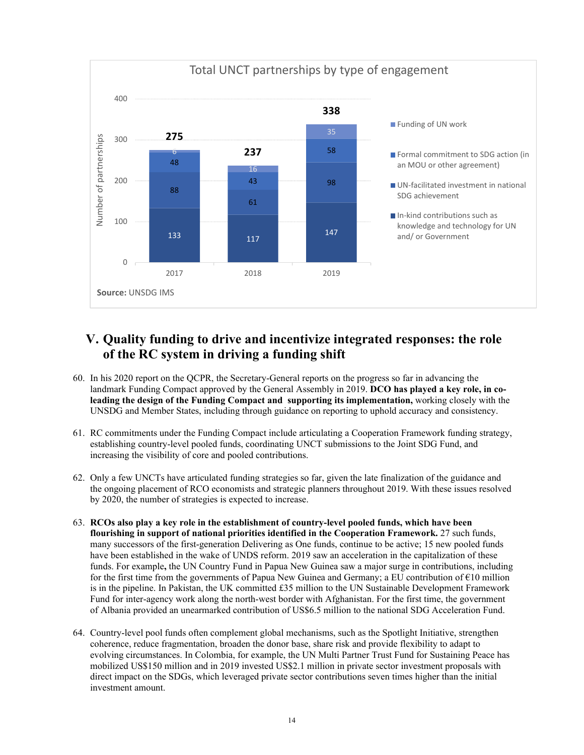**Total UNCT partnerships by type of engagement**

| Type of engagement | 2017 | 2018 | 2019 |
| --- | --- | --- | --- |
| Funding of UN work | 6 | 16 | 35 |
| Formal commitment to SDG action (in an MOU or other agreement) | 48 | 43 | 58 |
| UN-facilitated investment in national SDG achievement | 88 | 61 | 98 |
| In-kind contributions such as knowledge and technology for UN and/ or Government | 133 | 117 | 147 |
| Total | 275 | 237 | 338 |

**Source:** UNSDG IMS

# V. Quality funding to drive and incentivize integrated responses: the role of the RC system in driving a funding shift

60. In his 2020 report on the QCPR, the Secretary-General reports on the progress so far in advancing the landmark Funding Compact approved by the General Assembly in 2019. **DCO has played a key role, in co-leading the design of the Funding Compact and supporting its implementation,** working closely with the UNSDG and Member States, including through guidance on reporting to uphold accuracy and consistency.

61. RC commitments under the Funding Compact include articulating a Cooperation Framework funding strategy, establishing country-level pooled funds, coordinating UNCT submissions to the Joint SDG Fund, and increasing the visibility of core and pooled contributions.

62. Only a few UNCTs have articulated funding strategies so far, given the late finalization of the guidance and the ongoing placement of RCO economists and strategic planners throughout 2019. With these issues resolved by 2020, the number of strategies is expected to increase.

63. **RCOs also play a key role in the establishment of country-level pooled funds, which have been flourishing in support of national priorities identified in the Cooperation Framework.** 27 such funds, many successors of the first-generation Delivering as One funds, continue to be active; 15 new pooled funds have been established in the wake of UNDS reform. 2019 saw an acceleration in the capitalization of these funds. For example**,** the UN Country Fund in Papua New Guinea saw a major surge in contributions, including for the first time from the governments of Papua New Guinea and Germany; a EU contribution of €10 million is in the pipeline. In Pakistan, the UK committed £35 million to the UN Sustainable Development Framework Fund for inter-agency work along the north-west border with Afghanistan. For the first time, the government of Albania provided an unearmarked contribution of US$6.5 million to the national SDG Acceleration Fund.

64. Country-level pool funds often complement global mechanisms, such as the Spotlight Initiative, strengthen coherence, reduce fragmentation, broaden the donor base, share risk and provide flexibility to adapt to evolving circumstances. In Colombia, for example, the UN Multi Partner Trust Fund for Sustaining Peace has mobilized US$150 million and in 2019 invested US$2.1 million in private sector investment proposals with direct impact on the SDGs, which leveraged private sector contributions seven times higher than the initial investment amount.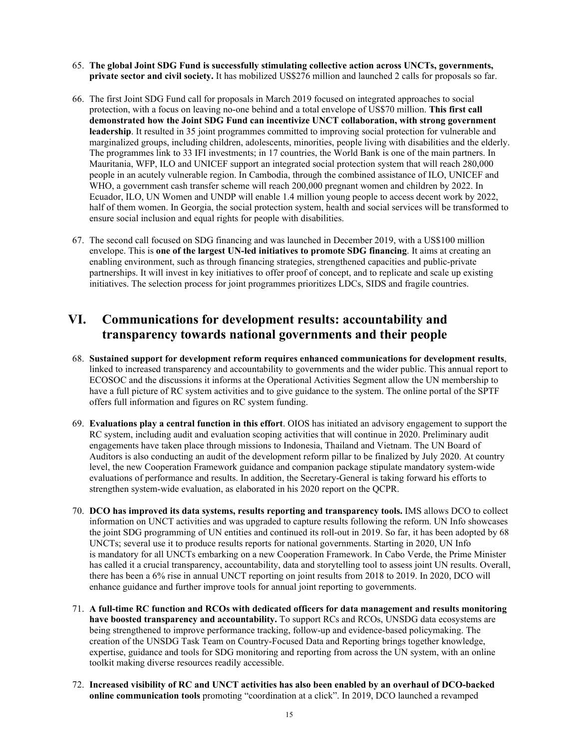65. **The global Joint SDG Fund is successfully stimulating collective action across UNCTs, governments, private sector and civil society.** It has mobilized US$276 million and launched 2 calls for proposals so far.

66. The first Joint SDG Fund call for proposals in March 2019 focused on integrated approaches to social protection, with a focus on leaving no-one behind and a total envelope of US$70 million. **This first call demonstrated how the Joint SDG Fund can incentivize UNCT collaboration, with strong government leadership**. It resulted in 35 joint programmes committed to improving social protection for vulnerable and marginalized groups, including children, adolescents, minorities, people living with disabilities and the elderly. The programmes link to 33 IFI investments; in 17 countries, the World Bank is one of the main partners. In Mauritania, WFP, ILO and UNICEF support an integrated social protection system that will reach 280,000 people in an acutely vulnerable region. In Cambodia, through the combined assistance of ILO, UNICEF and WHO, a government cash transfer scheme will reach 200,000 pregnant women and children by 2022. In Ecuador, ILO, UN Women and UNDP will enable 1.4 million young people to access decent work by 2022, half of them women. In Georgia, the social protection system, health and social services will be transformed to ensure social inclusion and equal rights for people with disabilities.

67. The second call focused on SDG financing and was launched in December 2019, with a US$100 million envelope. This is **one of the largest UN-led initiatives to promote SDG financing**. It aims at creating an enabling environment, such as through financing strategies, strengthened capacities and public-private partnerships. It will invest in key initiatives to offer proof of concept, and to replicate and scale up existing initiatives. The selection process for joint programmes prioritizes LDCs, SIDS and fragile countries.

# VI. Communications for development results: accountability and transparency towards national governments and their people

68. **Sustained support for development reform requires enhanced communications for development results**, linked to increased transparency and accountability to governments and the wider public. This annual report to ECOSOC and the discussions it informs at the Operational Activities Segment allow the UN membership to have a full picture of RC system activities and to give guidance to the system. The online portal of the SPTF offers full information and figures on RC system funding.

69. **Evaluations play a central function in this effort**. OIOS has initiated an advisory engagement to support the RC system, including audit and evaluation scoping activities that will continue in 2020. Preliminary audit engagements have taken place through missions to Indonesia, Thailand and Vietnam. The UN Board of Auditors is also conducting an audit of the development reform pillar to be finalized by July 2020. At country level, the new Cooperation Framework guidance and companion package stipulate mandatory system-wide evaluations of performance and results. In addition, the Secretary-General is taking forward his efforts to strengthen system-wide evaluation, as elaborated in his 2020 report on the QCPR.

70. **DCO has improved its data systems, results reporting and transparency tools.** IMS allows DCO to collect information on UNCT activities and was upgraded to capture results following the reform. UN Info showcases the joint SDG programming of UN entities and continued its roll-out in 2019. So far, it has been adopted by 68 UNCTs; several use it to produce results reports for national governments. Starting in 2020, UN Info is mandatory for all UNCTs embarking on a new Cooperation Framework. In Cabo Verde, the Prime Minister has called it a crucial transparency, accountability, data and storytelling tool to assess joint UN results. Overall, there has been a 6% rise in annual UNCT reporting on joint results from 2018 to 2019. In 2020, DCO will enhance guidance and further improve tools for annual joint reporting to governments.

71. **A full-time RC function and RCOs with dedicated officers for data management and results monitoring have boosted transparency and accountability.** To support RCs and RCOs, UNSDG data ecosystems are being strengthened to improve performance tracking, follow-up and evidence-based policymaking. The creation of the UNSDG Task Team on Country-Focused Data and Reporting brings together knowledge, expertise, guidance and tools for SDG monitoring and reporting from across the UN system, with an online toolkit making diverse resources readily accessible.

72. **Increased visibility of RC and UNCT activities has also been enabled by an overhaul of DCO-backed online communication tools** promoting "coordination at a click". In 2019, DCO launched a revamped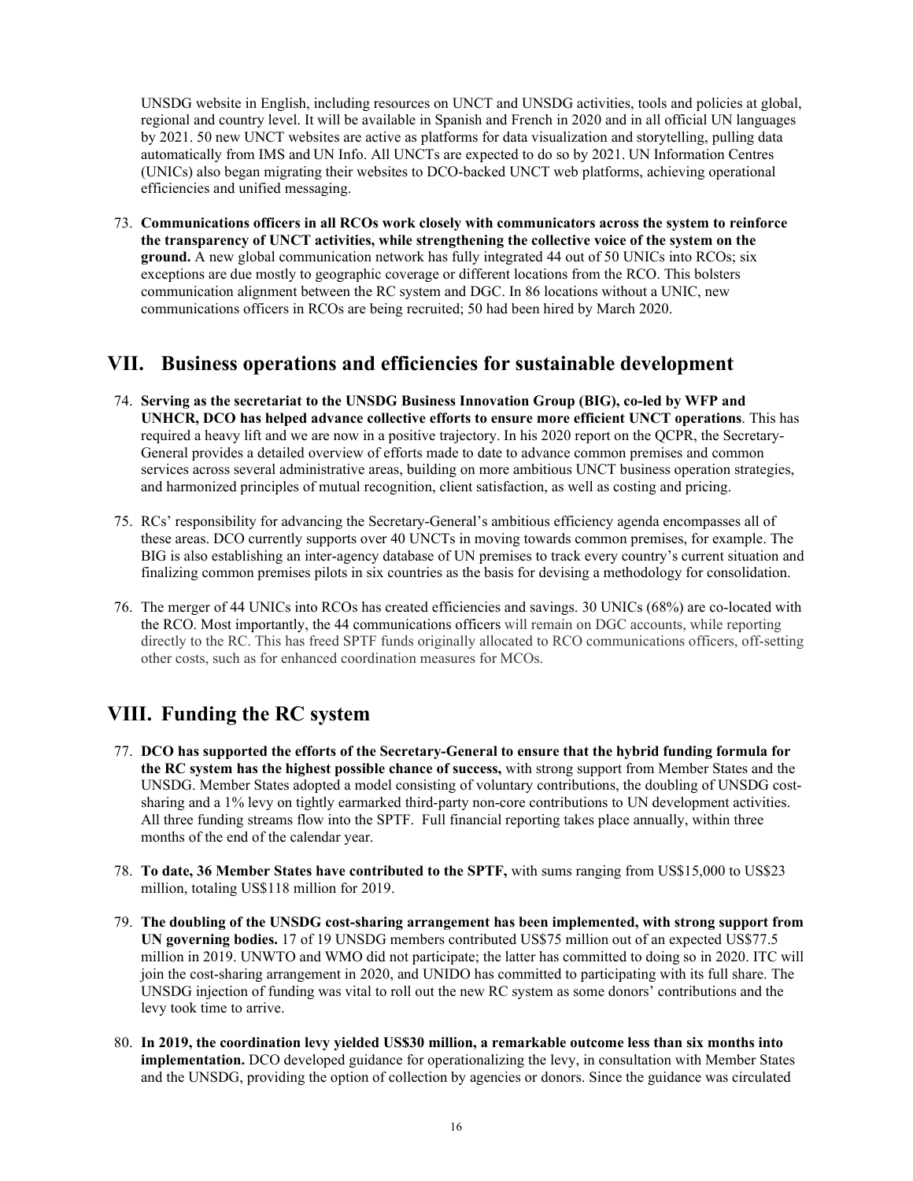UNSDG website in English, including resources on UNCT and UNSDG activities, tools and policies at global, regional and country level. It will be available in Spanish and French in 2020 and in all official UN languages by 2021. 50 new UNCT websites are active as platforms for data visualization and storytelling, pulling data automatically from IMS and UN Info. All UNCTs are expected to do so by 2021. UN Information Centres (UNICs) also began migrating their websites to DCO-backed UNCT web platforms, achieving operational efficiencies and unified messaging.

73. **Communications officers in all RCOs work closely with communicators across the system to reinforce the transparency of UNCT activities, while strengthening the collective voice of the system on the ground.** A new global communication network has fully integrated 44 out of 50 UNICs into RCOs; six exceptions are due mostly to geographic coverage or different locations from the RCO. This bolsters communication alignment between the RC system and DGC. In 86 locations without a UNIC, new communications officers in RCOs are being recruited; 50 had been hired by March 2020.

## VII. Business operations and efficiencies for sustainable development

74. **Serving as the secretariat to the UNSDG Business Innovation Group (BIG), co-led by WFP and UNHCR, DCO has helped advance collective efforts to ensure more efficient UNCT operations**. This has required a heavy lift and we are now in a positive trajectory. In his 2020 report on the QCPR, the Secretary-General provides a detailed overview of efforts made to date to advance common premises and common services across several administrative areas, building on more ambitious UNCT business operation strategies, and harmonized principles of mutual recognition, client satisfaction, as well as costing and pricing.

75. RCs' responsibility for advancing the Secretary-General's ambitious efficiency agenda encompasses all of these areas. DCO currently supports over 40 UNCTs in moving towards common premises, for example. The BIG is also establishing an inter-agency database of UN premises to track every country's current situation and finalizing common premises pilots in six countries as the basis for devising a methodology for consolidation.

76. The merger of 44 UNICs into RCOs has created efficiencies and savings. 30 UNICs (68%) are co-located with the RCO. Most importantly, the 44 communications officers will remain on DGC accounts, while reporting directly to the RC. This has freed SPTF funds originally allocated to RCO communications officers, off-setting other costs, such as for enhanced coordination measures for MCOs.

## VIII. Funding the RC system

77. **DCO has supported the efforts of the Secretary-General to ensure that the hybrid funding formula for the RC system has the highest possible chance of success,** with strong support from Member States and the UNSDG. Member States adopted a model consisting of voluntary contributions, the doubling of UNSDG cost-sharing and a 1% levy on tightly earmarked third-party non-core contributions to UN development activities. All three funding streams flow into the SPTF. Full financial reporting takes place annually, within three months of the end of the calendar year.

78. **To date, 36 Member States have contributed to the SPTF,** with sums ranging from US$15,000 to US$23 million, totaling US$118 million for 2019.

79. **The doubling of the UNSDG cost-sharing arrangement has been implemented, with strong support from UN governing bodies.** 17 of 19 UNSDG members contributed US$75 million out of an expected US$77.5 million in 2019. UNWTO and WMO did not participate; the latter has committed to doing so in 2020. ITC will join the cost-sharing arrangement in 2020, and UNIDO has committed to participating with its full share. The UNSDG injection of funding was vital to roll out the new RC system as some donors' contributions and the levy took time to arrive.

80. **In 2019, the coordination levy yielded US$30 million, a remarkable outcome less than six months into implementation.** DCO developed guidance for operationalizing the levy, in consultation with Member States and the UNSDG, providing the option of collection by agencies or donors. Since the guidance was circulated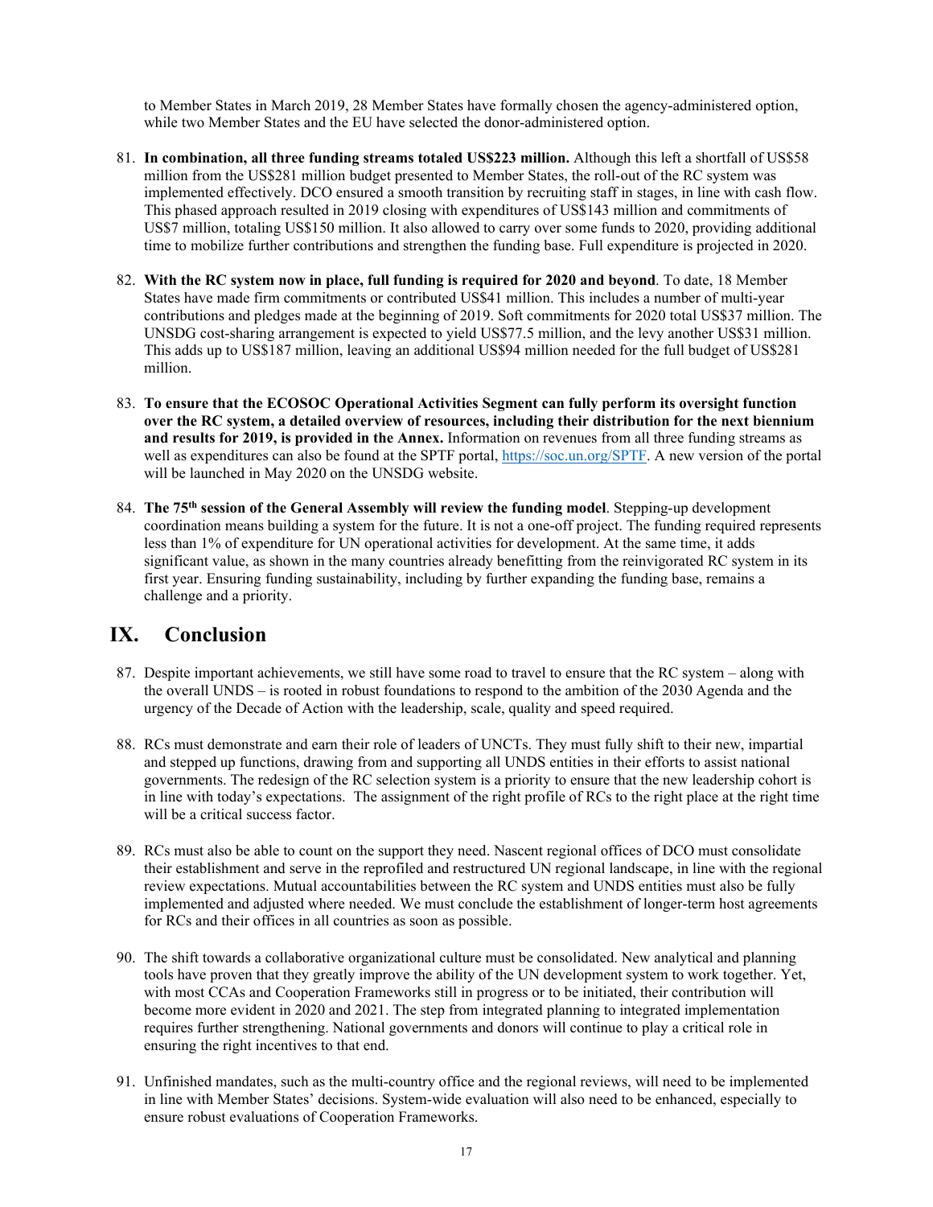to Member States in March 2019, 28 Member States have formally chosen the agency-administered option, while two Member States and the EU have selected the donor-administered option.

81. **In combination, all three funding streams totaled US$223 million.** Although this left a shortfall of US$58 million from the US$281 million budget presented to Member States, the roll-out of the RC system was implemented effectively. DCO ensured a smooth transition by recruiting staff in stages, in line with cash flow. This phased approach resulted in 2019 closing with expenditures of US$143 million and commitments of US$7 million, totaling US$150 million. It also allowed to carry over some funds to 2020, providing additional time to mobilize further contributions and strengthen the funding base. Full expenditure is projected in 2020.

82. **With the RC system now in place, full funding is required for 2020 and beyond**. To date, 18 Member States have made firm commitments or contributed US$41 million. This includes a number of multi-year contributions and pledges made at the beginning of 2019. Soft commitments for 2020 total US$37 million. The UNSDG cost-sharing arrangement is expected to yield US$77.5 million, and the levy another US$31 million. This adds up to US$187 million, leaving an additional US$94 million needed for the full budget of US$281 million.

83. **To ensure that the ECOSOC Operational Activities Segment can fully perform its oversight function over the RC system, a detailed overview of resources, including their distribution for the next biennium and results for 2019, is provided in the Annex.** Information on revenues from all three funding streams as well as expenditures can also be found at the SPTF portal, https://soc.un.org/SPTF. A new version of the portal will be launched in May 2020 on the UNSDG website.

84. **The 75th session of the General Assembly will review the funding model**. Stepping-up development coordination means building a system for the future. It is not a one-off project. The funding required represents less than 1% of expenditure for UN operational activities for development. At the same time, it adds significant value, as shown in the many countries already benefitting from the reinvigorated RC system in its first year. Ensuring funding sustainability, including by further expanding the funding base, remains a challenge and a priority.

## IX. Conclusion

87. Despite important achievements, we still have some road to travel to ensure that the RC system – along with the overall UNDS – is rooted in robust foundations to respond to the ambition of the 2030 Agenda and the urgency of the Decade of Action with the leadership, scale, quality and speed required.

88. RCs must demonstrate and earn their role of leaders of UNCTs. They must fully shift to their new, impartial and stepped up functions, drawing from and supporting all UNDS entities in their efforts to assist national governments. The redesign of the RC selection system is a priority to ensure that the new leadership cohort is in line with today's expectations. The assignment of the right profile of RCs to the right place at the right time will be a critical success factor.

89. RCs must also be able to count on the support they need. Nascent regional offices of DCO must consolidate their establishment and serve in the reprofiled and restructured UN regional landscape, in line with the regional review expectations. Mutual accountabilities between the RC system and UNDS entities must also be fully implemented and adjusted where needed. We must conclude the establishment of longer-term host agreements for RCs and their offices in all countries as soon as possible.

90. The shift towards a collaborative organizational culture must be consolidated. New analytical and planning tools have proven that they greatly improve the ability of the UN development system to work together. Yet, with most CCAs and Cooperation Frameworks still in progress or to be initiated, their contribution will become more evident in 2020 and 2021. The step from integrated planning to integrated implementation requires further strengthening. National governments and donors will continue to play a critical role in ensuring the right incentives to that end.

91. Unfinished mandates, such as the multi-country office and the regional reviews, will need to be implemented in line with Member States' decisions. System-wide evaluation will also need to be enhanced, especially to ensure robust evaluations of Cooperation Frameworks.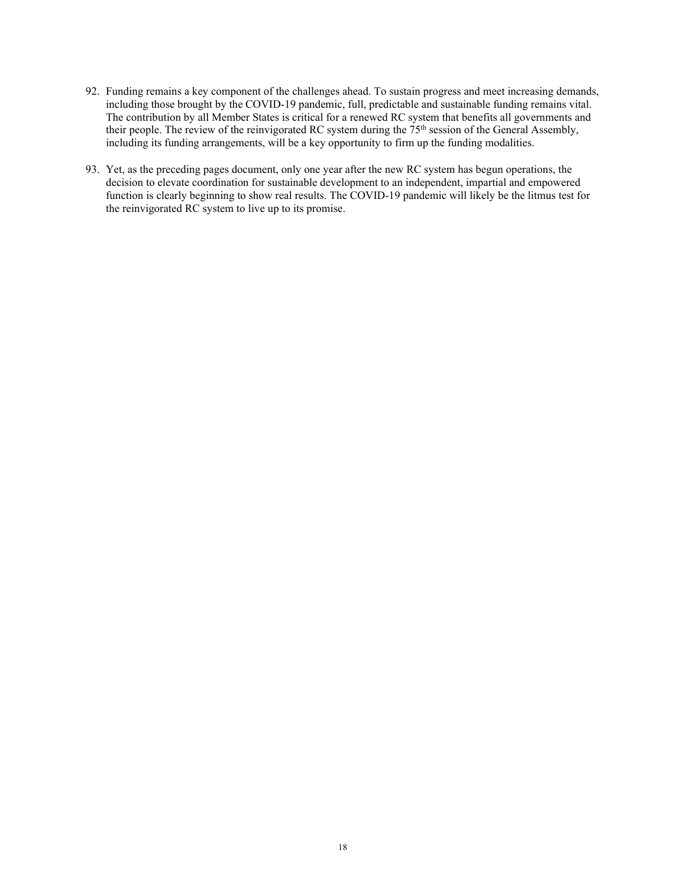92. Funding remains a key component of the challenges ahead. To sustain progress and meet increasing demands, including those brought by the COVID-19 pandemic, full, predictable and sustainable funding remains vital. The contribution by all Member States is critical for a renewed RC system that benefits all governments and their people. The review of the reinvigorated RC system during the 75th session of the General Assembly, including its funding arrangements, will be a key opportunity to firm up the funding modalities.

93. Yet, as the preceding pages document, only one year after the new RC system has begun operations, the decision to elevate coordination for sustainable development to an independent, impartial and empowered function is clearly beginning to show real results. The COVID-19 pandemic will likely be the litmus test for the reinvigorated RC system to live up to its promise.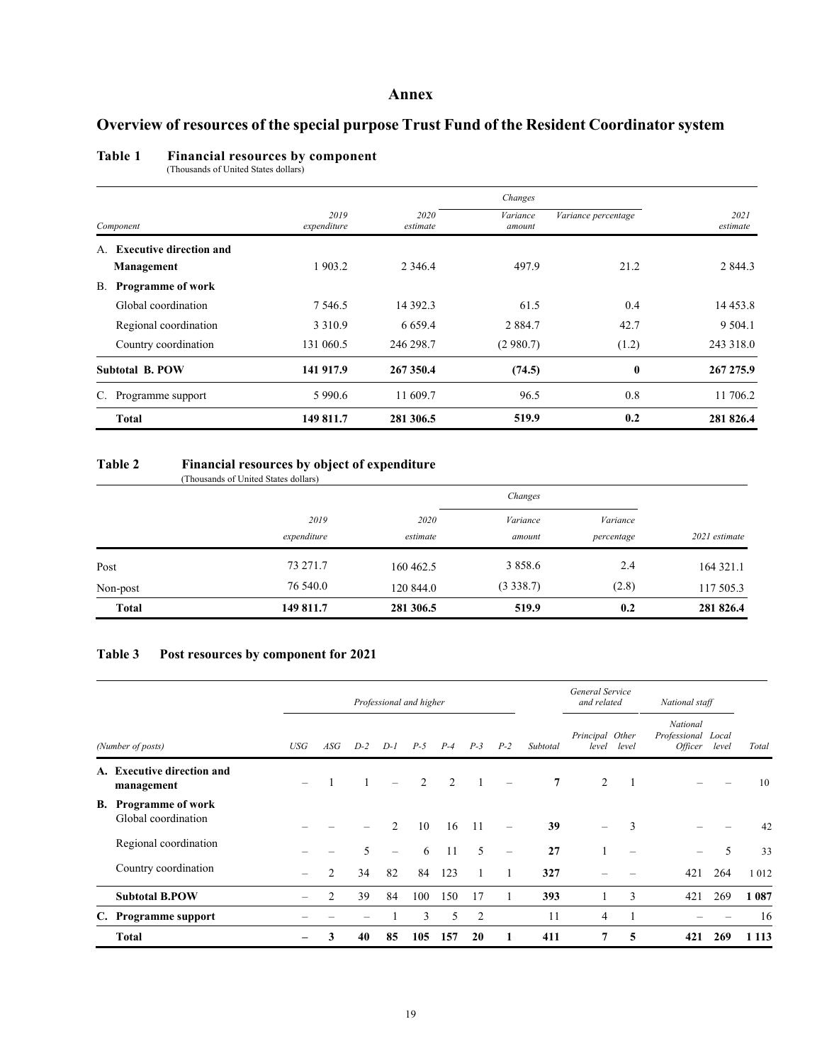# Annex

## Overview of resources of the special purpose Trust Fund of the Resident Coordinator system

### Table 1 Financial resources by component

(Thousands of United States dollars)

| Component | 2019 expenditure | 2020 estimate | Changes | | 2021 estimate |
|---|---|---|---|---|---|
| | | | Variance amount | Variance percentage | |
| **A. Executive direction and Management** | 1 903.2 | 2 346.4 | 497.9 | 21.2 | 2 844.3 |
| **B. Programme of work** | | | | | |
| Global coordination | 7 546.5 | 14 392.3 | 61.5 | 0.4 | 14 453.8 |
| Regional coordination | 3 310.9 | 6 659.4 | 2 884.7 | 42.7 | 9 504.1 |
| Country coordination | 131 060.5 | 246 298.7 | (2 980.7) | (1.2) | 243 318.0 |
| **Subtotal B. POW** | **141 917.9** | **267 350.4** | **(74.5)** | **0** | **267 275.9** |
| C. Programme support | 5 990.6 | 11 609.7 | 96.5 | 0.8 | 11 706.2 |
| **Total** | **149 811.7** | **281 306.5** | **519.9** | **0.2** | **281 826.4** |

### Table 2 Financial resources by object of expenditure

(Thousands of United States dollars)

| | 2019 expenditure | 2020 estimate | Changes | | 2021 estimate |
|---|---|---|---|---|---|
| | | | Variance amount | Variance percentage | |
| Post | 73 271.7 | 160 462.5 | 3 858.6 | 2.4 | 164 321.1 |
| Non-post | 76 540.0 | 120 844.0 | (3 338.7) | (2.8) | 117 505.3 |
| **Total** | **149 811.7** | **281 306.5** | **519.9** | **0.2** | **281 826.4** |

### Table 3 Post resources by component for 2021

| (Number of posts) | Professional and higher | | | | | | | | | General Service and related | | National staff | | |
|---|---|---|---|---|---|---|---|---|---|---|---|---|---|---|
| | USG | ASG | D-2 | D-1 | P-5 | P-4 | P-3 | P-2 | Subtotal | Principal level | Other level | National Professional Officer | Local level | Total |
| **A. Executive direction and management** | – | 1 | 1 | – | 2 | 2 | 1 | – | **7** | 2 | 1 | – | – | 10 |
| **B. Programme of work** | | | | | | | | | | | | | | |
| Global coordination | – | – | – | 2 | 10 | 16 | 11 | – | **39** | – | 3 | – | – | 42 |
| Regional coordination | – | – | 5 | – | 6 | 11 | 5 | – | **27** | 1 | – | – | 5 | 33 |
| Country coordination | – | 2 | 34 | 82 | 84 | 123 | 1 | 1 | **327** | – | – | 421 | 264 | 1 012 |
| **Subtotal B.POW** | – | 2 | 39 | 84 | 100 | 150 | 17 | 1 | **393** | 1 | 3 | 421 | 269 | **1 087** |
| **C. Programme support** | – | – | – | 1 | 3 | 5 | 2 | | 11 | 4 | 1 | – | – | 16 |
| **Total** | **–** | **3** | **40** | **85** | **105** | **157** | **20** | **1** | **411** | **7** | **5** | **421** | **269** | **1 113** |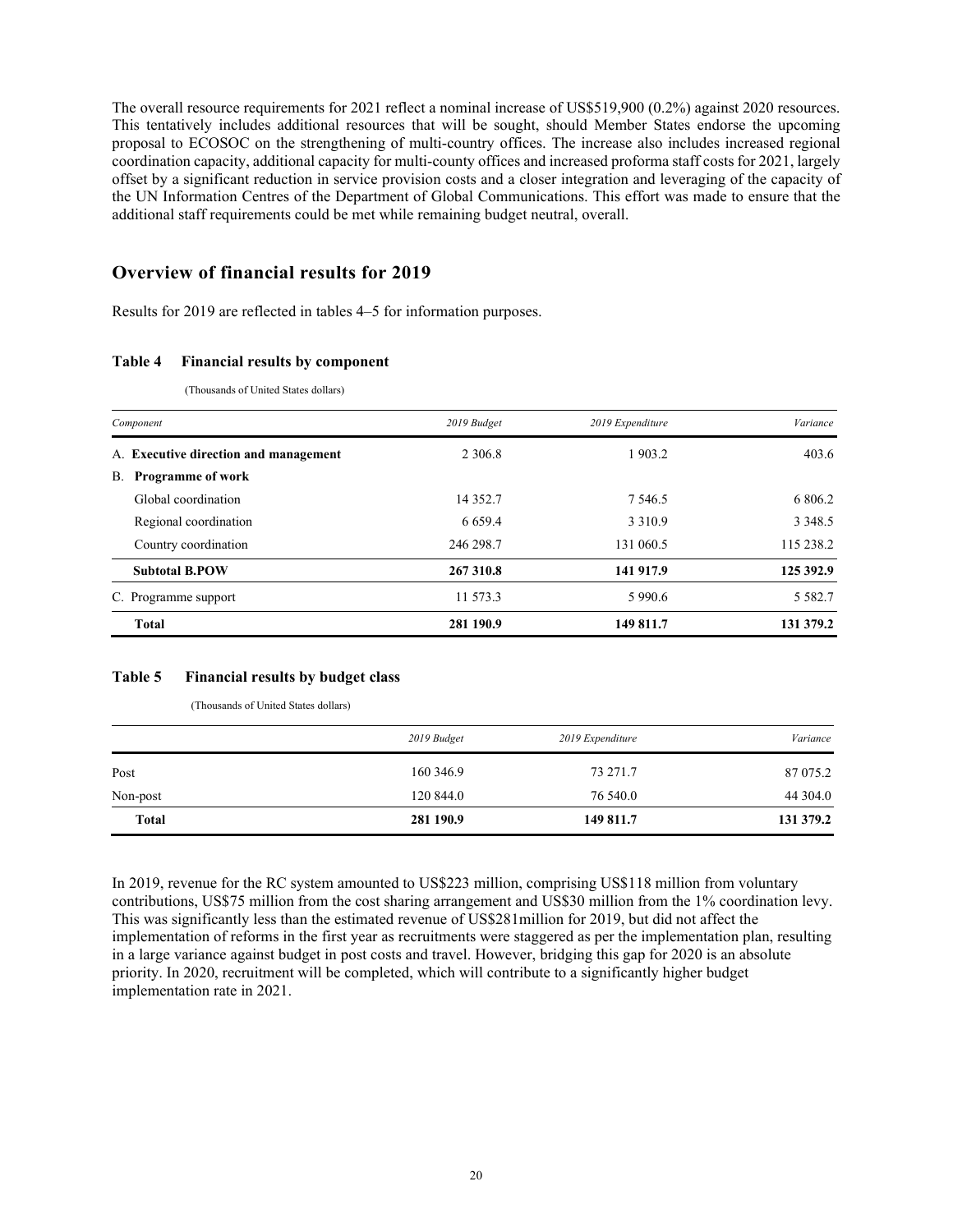The overall resource requirements for 2021 reflect a nominal increase of US$519,900 (0.2%) against 2020 resources. This tentatively includes additional resources that will be sought, should Member States endorse the upcoming proposal to ECOSOC on the strengthening of multi-country offices. The increase also includes increased regional coordination capacity, additional capacity for multi-county offices and increased proforma staff costs for 2021, largely offset by a significant reduction in service provision costs and a closer integration and leveraging of the capacity of the UN Information Centres of the Department of Global Communications. This effort was made to ensure that the additional staff requirements could be met while remaining budget neutral, overall.

## Overview of financial results for 2019

Results for 2019 are reflected in tables 4–5 for information purposes.

### Table 4 Financial results by component

(Thousands of United States dollars)

| *Component* | *2019 Budget* | *2019 Expenditure* | *Variance* |
|---|---|---|---|
| A. **Executive direction and management** | 2 306.8 | 1 903.2 | 403.6 |
| B. **Programme of work** | | | |
| Global coordination | 14 352.7 | 7 546.5 | 6 806.2 |
| Regional coordination | 6 659.4 | 3 310.9 | 3 348.5 |
| Country coordination | 246 298.7 | 131 060.5 | 115 238.2 |
| **Subtotal B.POW** | **267 310.8** | **141 917.9** | **125 392.9** |
| C. Programme support | 11 573.3 | 5 990.6 | 5 582.7 |
| **Total** | **281 190.9** | **149 811.7** | **131 379.2** |

### Table 5 Financial results by budget class

(Thousands of United States dollars)

| | *2019 Budget* | *2019 Expenditure* | *Variance* |
|---|---|---|---|
| Post | 160 346.9 | 73 271.7 | 87 075.2 |
| Non-post | 120 844.0 | 76 540.0 | 44 304.0 |
| **Total** | **281 190.9** | **149 811.7** | **131 379.2** |

In 2019, revenue for the RC system amounted to US$223 million, comprising US$118 million from voluntary contributions, US$75 million from the cost sharing arrangement and US$30 million from the 1% coordination levy. This was significantly less than the estimated revenue of US$281million for 2019, but did not affect the implementation of reforms in the first year as recruitments were staggered as per the implementation plan, resulting in a large variance against budget in post costs and travel. However, bridging this gap for 2020 is an absolute priority. In 2020, recruitment will be completed, which will contribute to a significantly higher budget implementation rate in 2021.